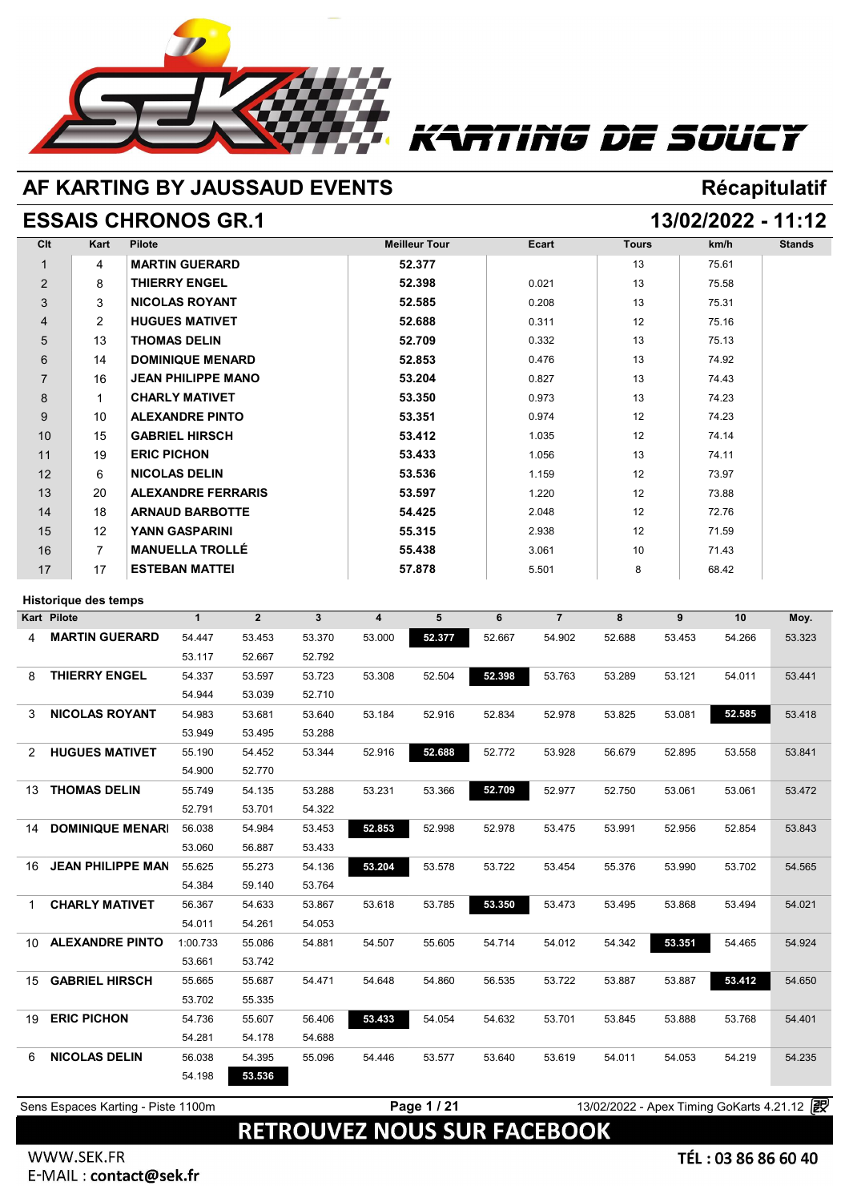# KARTING DE SOUCY

## AF KARTING BY JAUSSAUD EVENTS — Récapitulatif

## ESSAIS CHRONOS GR.1 — 13/02/2022 - 11:12

| Clt | Kart | Pilote | Meilleur Tour | Ecart | Tours | km/h | Stands |
|---|---|---|---|---|---|---|---|
| 1 | 4 | **MARTIN GUERARD** | **52.377** | | 13 | 75.61 | |
| 2 | 8 | **THIERRY ENGEL** | **52.398** | 0.021 | 13 | 75.58 | |
| 3 | 3 | **NICOLAS ROYANT** | **52.585** | 0.208 | 13 | 75.31 | |
| 4 | 2 | **HUGUES MATIVET** | **52.688** | 0.311 | 12 | 75.16 | |
| 5 | 13 | **THOMAS DELIN** | **52.709** | 0.332 | 13 | 75.13 | |
| 6 | 14 | **DOMINIQUE MENARD** | **52.853** | 0.476 | 13 | 74.92 | |
| 7 | 16 | **JEAN PHILIPPE MANO** | **53.204** | 0.827 | 13 | 74.43 | |
| 8 | 1 | **CHARLY MATIVET** | **53.350** | 0.973 | 13 | 74.23 | |
| 9 | 10 | **ALEXANDRE PINTO** | **53.351** | 0.974 | 12 | 74.23 | |
| 10 | 15 | **GABRIEL HIRSCH** | **53.412** | 1.035 | 12 | 74.14 | |
| 11 | 19 | **ERIC PICHON** | **53.433** | 1.056 | 13 | 74.11 | |
| 12 | 6 | **NICOLAS DELIN** | **53.536** | 1.159 | 12 | 73.97 | |
| 13 | 20 | **ALEXANDRE FERRARIS** | **53.597** | 1.220 | 12 | 73.88 | |
| 14 | 18 | **ARNAUD BARBOTTE** | **54.425** | 2.048 | 12 | 72.76 | |
| 15 | 12 | **YANN GASPARINI** | **55.315** | 2.938 | 12 | 71.59 | |
| 16 | 7 | **MANUELLA TROLLÉ** | **55.438** | 3.061 | 10 | 71.43 | |
| 17 | 17 | **ESTEBAN MATTEI** | **57.878** | 5.501 | 8 | 68.42 | |

### Historique des temps

| Kart | Pilote | 1 | 2 | 3 | 4 | 5 | 6 | 7 | 8 | 9 | 10 | Moy. |
|---|---|---|---|---|---|---|---|---|---|---|---|---|
| 4 | **MARTIN GUERARD** | 54.447 | 53.453 | 53.370 | 53.000 | **52.377** | 52.667 | 54.902 | 52.688 | 53.453 | 54.266 | 53.323 |
| | | 53.117 | 52.667 | 52.792 | | | | | | | | |
| 8 | **THIERRY ENGEL** | 54.337 | 53.597 | 53.723 | 53.308 | 52.504 | **52.398** | 53.763 | 53.289 | 53.121 | 54.011 | 53.441 |
| | | 54.944 | 53.039 | 52.710 | | | | | | | | |
| 3 | **NICOLAS ROYANT** | 54.983 | 53.681 | 53.640 | 53.184 | 52.916 | 52.834 | 52.978 | 53.825 | 53.081 | **52.585** | 53.418 |
| | | 53.949 | 53.495 | 53.288 | | | | | | | | |
| 2 | **HUGUES MATIVET** | 55.190 | 54.452 | 53.344 | 52.916 | **52.688** | 52.772 | 53.928 | 56.679 | 52.895 | 53.558 | 53.841 |
| | | 54.900 | 52.770 | | | | | | | | | |
| 13 | **THOMAS DELIN** | 55.749 | 54.135 | 53.288 | 53.231 | 53.366 | **52.709** | 52.977 | 52.750 | 53.061 | 53.061 | 53.472 |
| | | 52.791 | 53.701 | 54.322 | | | | | | | | |
| 14 | **DOMINIQUE MENARI** | 56.038 | 54.984 | 53.453 | **52.853** | 52.998 | 52.978 | 53.475 | 53.991 | 52.956 | 52.854 | 53.843 |
| | | 53.060 | 56.887 | 53.433 | | | | | | | | |
| 16 | **JEAN PHILIPPE MAN** | 55.625 | 55.273 | 54.136 | **53.204** | 53.578 | 53.722 | 53.454 | 55.376 | 53.990 | 53.702 | 54.565 |
| | | 54.384 | 59.140 | 53.764 | | | | | | | | |
| 1 | **CHARLY MATIVET** | 56.367 | 54.633 | 53.867 | 53.618 | 53.785 | **53.350** | 53.473 | 53.495 | 53.868 | 53.494 | 54.021 |
| | | 54.011 | 54.261 | 54.053 | | | | | | | | |
| 10 | **ALEXANDRE PINTO** | 1:00.733 | 55.086 | 54.881 | 54.507 | 55.605 | 54.714 | 54.012 | 54.342 | **53.351** | 54.465 | 54.924 |
| | | 53.661 | 53.742 | | | | | | | | | |
| 15 | **GABRIEL HIRSCH** | 55.665 | 55.687 | 54.471 | 54.648 | 54.860 | 56.535 | 53.722 | 53.887 | 53.887 | **53.412** | 54.650 |
| | | 53.702 | 55.335 | | | | | | | | | |
| 19 | **ERIC PICHON** | 54.736 | 55.607 | 56.406 | **53.433** | 54.054 | 54.632 | 53.701 | 53.845 | 53.888 | 53.768 | 54.401 |
| | | 54.281 | 54.178 | 54.688 | | | | | | | | |
| 6 | **NICOLAS DELIN** | 56.038 | 54.395 | 55.096 | 54.446 | 53.577 | 53.640 | 53.619 | 54.011 | 54.053 | 54.219 | 54.235 |
| | | 54.198 | **53.536** | | | | | | | | | |

Sens Espaces Karting - Piste 1100m — 13/02/2022 - Apex Timing GoKarts 4.21.12

**RETROUVEZ NOUS SUR FACEBOOK**

WWW.SEK.FR
E-MAIL : **contact@sek.fr**

**TÉL : 03 86 86 60 40**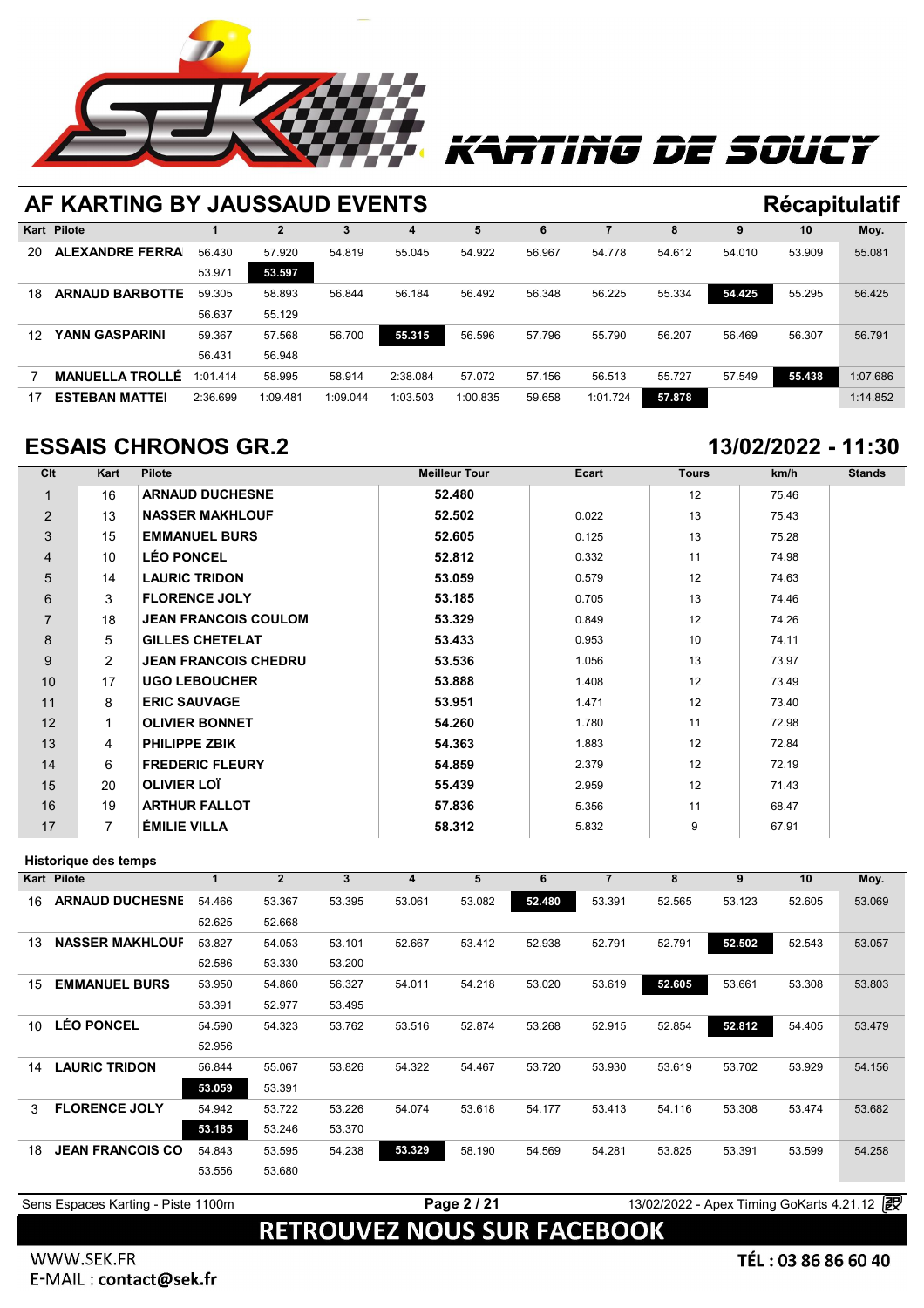KARTING DE SOUCY

## AF KARTING BY JAUSSAUD EVENTS

**Récapitulatif**

| Kart | Pilote | 1 | 2 | 3 | 4 | 5 | 6 | 7 | 8 | 9 | 10 | Moy. |
|---|---|---|---|---|---|---|---|---|---|---|---|---|
| 20 | ALEXANDRE FERRA | 56.430 | 57.920 | 54.819 | 55.045 | 54.922 | 56.967 | 54.778 | 54.612 | 54.010 | 53.909 | 55.081 |
| | | 53.971 | **53.597** | | | | | | | | | |
| 18 | ARNAUD BARBOTTE | 59.305 | 58.893 | 56.844 | 56.184 | 56.492 | 56.348 | 56.225 | 55.334 | **54.425** | 55.295 | 56.425 |
| | | 56.637 | 55.129 | | | | | | | | | |
| 12 | YANN GASPARINI | 59.367 | 57.568 | 56.700 | **55.315** | 56.596 | 57.796 | 55.790 | 56.207 | 56.469 | 56.307 | 56.791 |
| | | 56.431 | 56.948 | | | | | | | | | |
| 7 | MANUELLA TROLLÉ | 1:01.414 | 58.995 | 58.914 | 2:38.084 | 57.072 | 57.156 | 56.513 | 55.727 | 57.549 | **55.438** | 1:07.686 |
| 17 | ESTEBAN MATTEI | 2:36.699 | 1:09.481 | 1:09.044 | 1:03.503 | 1:00.835 | 59.658 | 1:01.724 | **57.878** | | | 1:14.852 |

## ESSAIS CHRONOS GR.2

**13/02/2022 - 11:30**

| Clt | Kart | Pilote | Meilleur Tour | Ecart | Tours | km/h | Stands |
|---|---|---|---|---|---|---|---|
| 1 | 16 | ARNAUD DUCHESNE | 52.480 | | 12 | 75.46 | |
| 2 | 13 | NASSER MAKHLOUF | 52.502 | 0.022 | 13 | 75.43 | |
| 3 | 15 | EMMANUEL BURS | 52.605 | 0.125 | 13 | 75.28 | |
| 4 | 10 | LÉO PONCEL | 52.812 | 0.332 | 11 | 74.98 | |
| 5 | 14 | LAURIC TRIDON | 53.059 | 0.579 | 12 | 74.63 | |
| 6 | 3 | FLORENCE JOLY | 53.185 | 0.705 | 13 | 74.46 | |
| 7 | 18 | JEAN FRANCOIS COULOM | 53.329 | 0.849 | 12 | 74.26 | |
| 8 | 5 | GILLES CHETELAT | 53.433 | 0.953 | 10 | 74.11 | |
| 9 | 2 | JEAN FRANCOIS CHEDRU | 53.536 | 1.056 | 13 | 73.97 | |
| 10 | 17 | UGO LEBOUCHER | 53.888 | 1.408 | 12 | 73.49 | |
| 11 | 8 | ERIC SAUVAGE | 53.951 | 1.471 | 12 | 73.40 | |
| 12 | 1 | OLIVIER BONNET | 54.260 | 1.780 | 11 | 72.98 | |
| 13 | 4 | PHILIPPE ZBIK | 54.363 | 1.883 | 12 | 72.84 | |
| 14 | 6 | FREDERIC FLEURY | 54.859 | 2.379 | 12 | 72.19 | |
| 15 | 20 | OLIVIER LOÏ | 55.439 | 2.959 | 12 | 71.43 | |
| 16 | 19 | ARTHUR FALLOT | 57.836 | 5.356 | 11 | 68.47 | |
| 17 | 7 | ÉMILIE VILLA | 58.312 | 5.832 | 9 | 67.91 | |

### Historique des temps

| Kart | Pilote | 1 | 2 | 3 | 4 | 5 | 6 | 7 | 8 | 9 | 10 | Moy. |
|---|---|---|---|---|---|---|---|---|---|---|---|---|
| 16 | ARNAUD DUCHESNE | 54.466 | 53.367 | 53.395 | 53.061 | 53.082 | **52.480** | 53.391 | 52.565 | 53.123 | 52.605 | 53.069 |
| | | 52.625 | 52.668 | | | | | | | | | |
| 13 | NASSER MAKHLOUF | 53.827 | 54.053 | 53.101 | 52.667 | 53.412 | 52.938 | 52.791 | 52.791 | **52.502** | 52.543 | 53.057 |
| | | 52.586 | 53.330 | 53.200 | | | | | | | | |
| 15 | EMMANUEL BURS | 53.950 | 54.860 | 56.327 | 54.011 | 54.218 | 53.020 | 53.619 | **52.605** | 53.661 | 53.308 | 53.803 |
| | | 53.391 | 52.977 | 53.495 | | | | | | | | |
| 10 | LÉO PONCEL | 54.590 | 54.323 | 53.762 | 53.516 | 52.874 | 53.268 | 52.915 | 52.854 | **52.812** | 54.405 | 53.479 |
| | | 52.956 | | | | | | | | | | |
| 14 | LAURIC TRIDON | 56.844 | 55.067 | 53.826 | 54.322 | 54.467 | 53.720 | 53.930 | 53.619 | 53.702 | 53.929 | 54.156 |
| | | **53.059** | 53.391 | | | | | | | | | |
| 3 | FLORENCE JOLY | 54.942 | 53.722 | 53.226 | 54.074 | 53.618 | 54.177 | 53.413 | 54.116 | 53.308 | 53.474 | 53.682 |
| | | **53.185** | 53.246 | 53.370 | | | | | | | | |
| 18 | JEAN FRANCOIS CO | 54.843 | 53.595 | 54.238 | **53.329** | 58.190 | 54.569 | 54.281 | 53.825 | 53.391 | 53.599 | 54.258 |
| | | 53.556 | 53.680 | | | | | | | | | |

Sens Espaces Karting - Piste 1100m — 13/02/2022 - Apex Timing GoKarts 4.21.12

**RETROUVEZ NOUS SUR FACEBOOK**

WWW.SEK.FR
E-MAIL : **contact@sek.fr**

**TÉL : 03 86 86 60 40**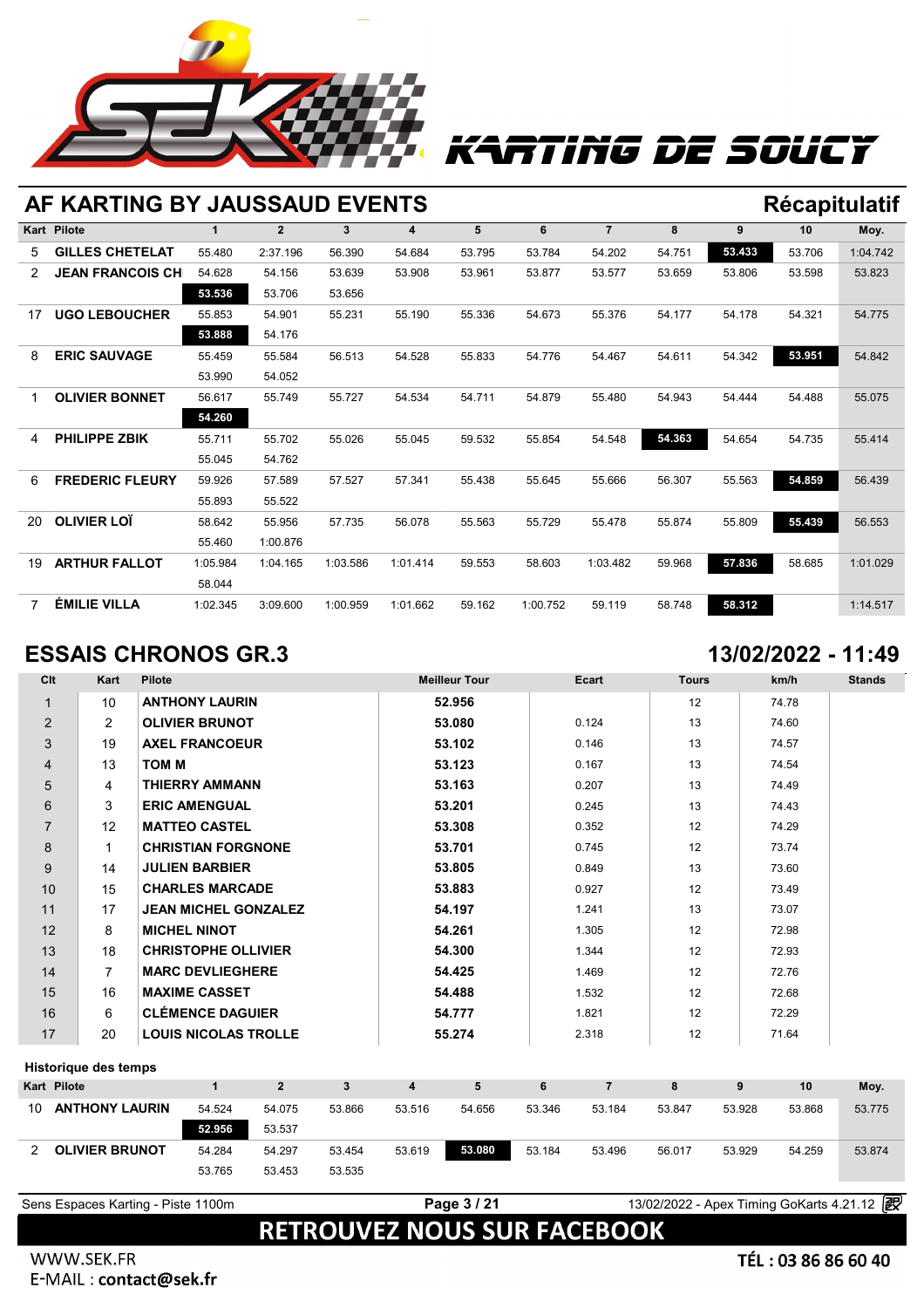KARTING DE SOUCY

## AF KARTING BY JAUSSAUD EVENTS

**Récapitulatif**

| Kart | Pilote | 1 | 2 | 3 | 4 | 5 | 6 | 7 | 8 | 9 | 10 | Moy. |
|---|---|---|---|---|---|---|---|---|---|---|---|---|
| 5 | GILLES CHETELAT | 55.480 | 2:37.196 | 56.390 | 54.684 | 53.795 | 53.784 | 54.202 | 54.751 | **53.433** | 53.706 | 1:04.742 |
| 2 | JEAN FRANCOIS CH | 54.628 | 54.156 | 53.639 | 53.908 | 53.961 | 53.877 | 53.577 | 53.659 | 53.806 | 53.598 | 53.823 |
| | | **53.536** | 53.706 | 53.656 | | | | | | | | |
| 17 | UGO LEBOUCHER | 55.853 | 54.901 | 55.231 | 55.190 | 55.336 | 54.673 | 55.376 | 54.177 | 54.178 | 54.321 | 54.775 |
| | | **53.888** | 54.176 | | | | | | | | | |
| 8 | ERIC SAUVAGE | 55.459 | 55.584 | 56.513 | 54.528 | 55.833 | 54.776 | 54.467 | 54.611 | 54.342 | **53.951** | 54.842 |
| | | 53.990 | 54.052 | | | | | | | | | |
| 1 | OLIVIER BONNET | 56.617 | 55.749 | 55.727 | 54.534 | 54.711 | 54.879 | 55.480 | 54.943 | 54.444 | 54.488 | 55.075 |
| | | **54.260** | | | | | | | | | | |
| 4 | PHILIPPE ZBIK | 55.711 | 55.702 | 55.026 | 55.045 | 59.532 | 55.854 | 54.548 | **54.363** | 54.654 | 54.735 | 55.414 |
| | | 55.045 | 54.762 | | | | | | | | | |
| 6 | FREDERIC FLEURY | 59.926 | 57.589 | 57.527 | 57.341 | 55.438 | 55.645 | 55.666 | 56.307 | 55.563 | **54.859** | 56.439 |
| | | 55.893 | 55.522 | | | | | | | | | |
| 20 | OLIVIER LOÏ | 58.642 | 55.956 | 57.735 | 56.078 | 55.563 | 55.729 | 55.478 | 55.874 | 55.809 | **55.439** | 56.553 |
| | | 55.460 | 1:00.876 | | | | | | | | | |
| 19 | ARTHUR FALLOT | 1:05.984 | 1:04.165 | 1:03.586 | 1:01.414 | 59.553 | 58.603 | 1:03.482 | 59.968 | **57.836** | 58.685 | 1:01.029 |
| | | 58.044 | | | | | | | | | | |
| 7 | ÉMILIE VILLA | 1:02.345 | 3:09.600 | 1:00.959 | 1:01.662 | 59.162 | 1:00.752 | 59.119 | 58.748 | **58.312** | | 1:14.517 |

## ESSAIS CHRONOS GR.3

**13/02/2022 - 11:49**

| Clt | Kart | Pilote | Meilleur Tour | Ecart | Tours | km/h | Stands |
|---|---|---|---|---|---|---|---|
| 1 | 10 | ANTHONY LAURIN | 52.956 | | 12 | 74.78 | |
| 2 | 2 | OLIVIER BRUNOT | 53.080 | 0.124 | 13 | 74.60 | |
| 3 | 19 | AXEL FRANCOEUR | 53.102 | 0.146 | 13 | 74.57 | |
| 4 | 13 | TOM M | 53.123 | 0.167 | 13 | 74.54 | |
| 5 | 4 | THIERRY AMMANN | 53.163 | 0.207 | 13 | 74.49 | |
| 6 | 3 | ERIC AMENGUAL | 53.201 | 0.245 | 13 | 74.43 | |
| 7 | 12 | MATTEO CASTEL | 53.308 | 0.352 | 12 | 74.29 | |
| 8 | 1 | CHRISTIAN FORGNONE | 53.701 | 0.745 | 12 | 73.74 | |
| 9 | 14 | JULIEN BARBIER | 53.805 | 0.849 | 13 | 73.60 | |
| 10 | 15 | CHARLES MARCADE | 53.883 | 0.927 | 12 | 73.49 | |
| 11 | 17 | JEAN MICHEL GONZALEZ | 54.197 | 1.241 | 13 | 73.07 | |
| 12 | 8 | MICHEL NINOT | 54.261 | 1.305 | 12 | 72.98 | |
| 13 | 18 | CHRISTOPHE OLLIVIER | 54.300 | 1.344 | 12 | 72.93 | |
| 14 | 7 | MARC DEVLIEGHERE | 54.425 | 1.469 | 12 | 72.76 | |
| 15 | 16 | MAXIME CASSET | 54.488 | 1.532 | 12 | 72.68 | |
| 16 | 6 | CLÉMENCE DAGUIER | 54.777 | 1.821 | 12 | 72.29 | |
| 17 | 20 | LOUIS NICOLAS TROLLE | 55.274 | 2.318 | 12 | 71.64 | |

**Historique des temps**

| Kart | Pilote | 1 | 2 | 3 | 4 | 5 | 6 | 7 | 8 | 9 | 10 | Moy. |
|---|---|---|---|---|---|---|---|---|---|---|---|---|
| 10 | ANTHONY LAURIN | 54.524 | 54.075 | 53.866 | 53.516 | 54.656 | 53.346 | 53.184 | 53.847 | 53.928 | 53.868 | 53.775 |
| | | **52.956** | 53.537 | | | | | | | | | |
| 2 | OLIVIER BRUNOT | 54.284 | 54.297 | 53.454 | 53.619 | **53.080** | 53.184 | 53.496 | 56.017 | 53.929 | 54.259 | 53.874 |
| | | 53.765 | 53.453 | 53.535 | | | | | | | | |

Sens Espaces Karting - Piste 1100m — 13/02/2022 - Apex Timing GoKarts 4.21.12

RETROUVEZ NOUS SUR FACEBOOK

WWW.SEK.FR
E-MAIL : **contact@sek.fr**

**TÉL : 03 86 86 60 40**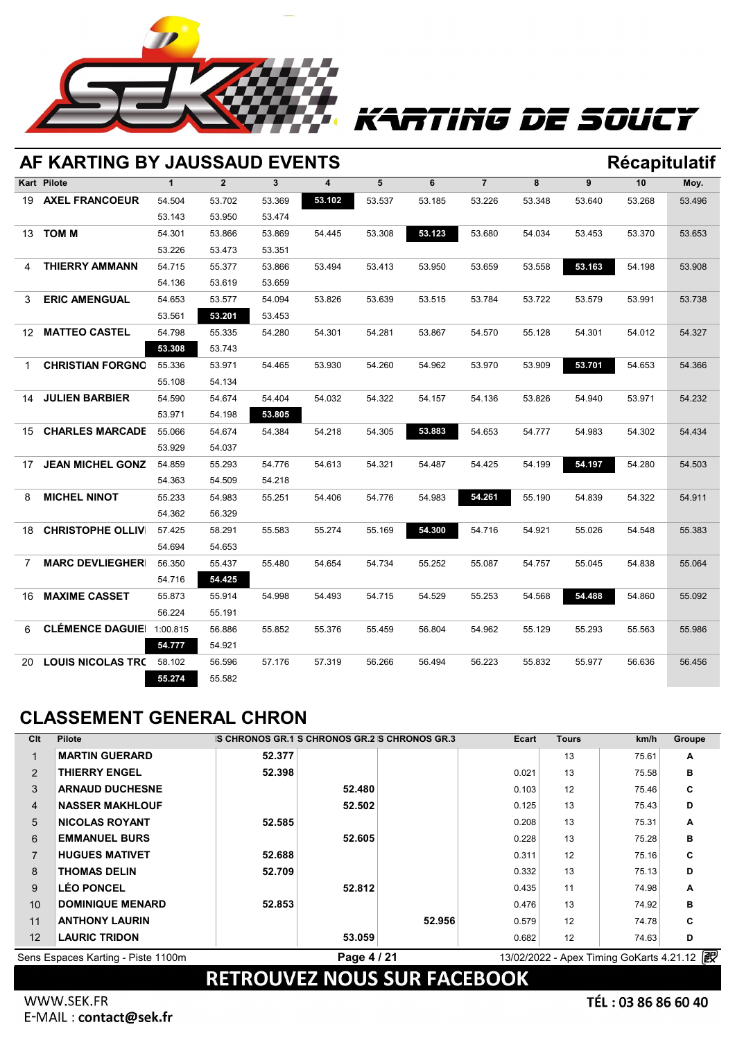KARTING DE SOUCY

## AF KARTING BY JAUSSAUD EVENTS

**Récapitulatif**

| Kart | Pilote | 1 | 2 | 3 | 4 | 5 | 6 | 7 | 8 | 9 | 10 | Moy. |
|---|---|---|---|---|---|---|---|---|---|---|---|---|
| 19 | AXEL FRANCOEUR | 54.504 | 53.702 | 53.369 | **53.102** | 53.537 | 53.185 | 53.226 | 53.348 | 53.640 | 53.268 | 53.496 |
| | | 53.143 | 53.950 | 53.474 | | | | | | | | |
| 13 | TOM M | 54.301 | 53.866 | 53.869 | 54.445 | 53.308 | **53.123** | 53.680 | 54.034 | 53.453 | 53.370 | 53.653 |
| | | 53.226 | 53.473 | 53.351 | | | | | | | | |
| 4 | THIERRY AMMANN | 54.715 | 55.377 | 53.866 | 53.494 | 53.413 | 53.950 | 53.659 | 53.558 | **53.163** | 54.198 | 53.908 |
| | | 54.136 | 53.619 | 53.659 | | | | | | | | |
| 3 | ERIC AMENGUAL | 54.653 | 53.577 | 54.094 | 53.826 | 53.639 | 53.515 | 53.784 | 53.722 | 53.579 | 53.991 | 53.738 |
| | | 53.561 | **53.201** | 53.453 | | | | | | | | |
| 12 | MATTEO CASTEL | 54.798 | 55.335 | 54.280 | 54.301 | 54.281 | 53.867 | 54.570 | 55.128 | 54.301 | 54.012 | 54.327 |
| | | **53.308** | 53.743 | | | | | | | | | |
| 1 | CHRISTIAN FORGNO | 55.336 | 53.971 | 54.465 | 53.930 | 54.260 | 54.962 | 53.970 | 53.909 | **53.701** | 54.653 | 54.366 |
| | | 55.108 | 54.134 | | | | | | | | | |
| 14 | JULIEN BARBIER | 54.590 | 54.674 | 54.404 | 54.032 | 54.322 | 54.157 | 54.136 | 53.826 | 54.940 | 53.971 | 54.232 |
| | | 53.971 | 54.198 | **53.805** | | | | | | | | |
| 15 | CHARLES MARCADE | 55.066 | 54.674 | 54.384 | 54.218 | 54.305 | **53.883** | 54.653 | 54.777 | 54.983 | 54.302 | 54.434 |
| | | 53.929 | 54.037 | | | | | | | | | |
| 17 | JEAN MICHEL GONZ | 54.859 | 55.293 | 54.776 | 54.613 | 54.321 | 54.487 | 54.425 | 54.199 | **54.197** | 54.280 | 54.503 |
| | | 54.363 | 54.509 | 54.218 | | | | | | | | |
| 8 | MICHEL NINOT | 55.233 | 54.983 | 55.251 | 54.406 | 54.776 | 54.983 | **54.261** | 55.190 | 54.839 | 54.322 | 54.911 |
| | | 54.362 | 56.329 | | | | | | | | | |
| 18 | CHRISTOPHE OLLIV | 57.425 | 58.291 | 55.583 | 55.274 | 55.169 | **54.300** | 54.716 | 54.921 | 55.026 | 54.548 | 55.383 |
| | | 54.694 | 54.653 | | | | | | | | | |
| 7 | MARC DEVLIEGHER | 56.350 | 55.437 | 55.480 | 54.654 | 54.734 | 55.252 | 55.087 | 54.757 | 55.045 | 54.838 | 55.064 |
| | | 54.716 | **54.425** | | | | | | | | | |
| 16 | MAXIME CASSET | 55.873 | 55.914 | 54.998 | 54.493 | 54.715 | 54.529 | 55.253 | 54.568 | **54.488** | 54.860 | 55.092 |
| | | 56.224 | 55.191 | | | | | | | | | |
| 6 | CLÉMENCE DAGUIE | 1:00.815 | 56.886 | 55.852 | 55.376 | 55.459 | 56.804 | 54.962 | 55.129 | 55.293 | 55.563 | 55.986 |
| | | **54.777** | 54.921 | | | | | | | | | |
| 20 | LOUIS NICOLAS TRO | 58.102 | 56.596 | 57.176 | 57.319 | 56.266 | 56.494 | 56.223 | 55.832 | 55.977 | 56.636 | 56.456 |
| | | **55.274** | 55.582 | | | | | | | | | |

## CLASSEMENT GENERAL CHRON

| Clt | Pilote | S CHRONOS GR.1 | S CHRONOS GR.2 | S CHRONOS GR.3 | | Ecart | Tours | km/h | Groupe |
|---|---|---|---|---|---|---|---|---|---|
| 1 | MARTIN GUERARD | 52.377 | | | | | 13 | 75.61 | A |
| 2 | THIERRY ENGEL | 52.398 | | | | 0.021 | 13 | 75.58 | B |
| 3 | ARNAUD DUCHESNE | | 52.480 | | | 0.103 | 12 | 75.46 | C |
| 4 | NASSER MAKHLOUF | | 52.502 | | | 0.125 | 13 | 75.43 | D |
| 5 | NICOLAS ROYANT | 52.585 | | | | 0.208 | 13 | 75.31 | A |
| 6 | EMMANUEL BURS | | 52.605 | | | 0.228 | 13 | 75.28 | B |
| 7 | HUGUES MATIVET | 52.688 | | | | 0.311 | 12 | 75.16 | C |
| 8 | THOMAS DELIN | 52.709 | | | | 0.332 | 13 | 75.13 | D |
| 9 | LÉO PONCEL | | 52.812 | | | 0.435 | 11 | 74.98 | A |
| 10 | DOMINIQUE MENARD | 52.853 | | | | 0.476 | 13 | 74.92 | B |
| 11 | ANTHONY LAURIN | | | 52.956 | | 0.579 | 12 | 74.78 | C |
| 12 | LAURIC TRIDON | | 53.059 | | | 0.682 | 12 | 74.63 | D |

Sens Espaces Karting - Piste 1100m — 13/02/2022 - Apex Timing GoKarts 4.21.12

**RETROUVEZ NOUS SUR FACEBOOK**

WWW.SEK.FR

E-MAIL : **contact@sek.fr**

TÉL : 03 86 86 60 40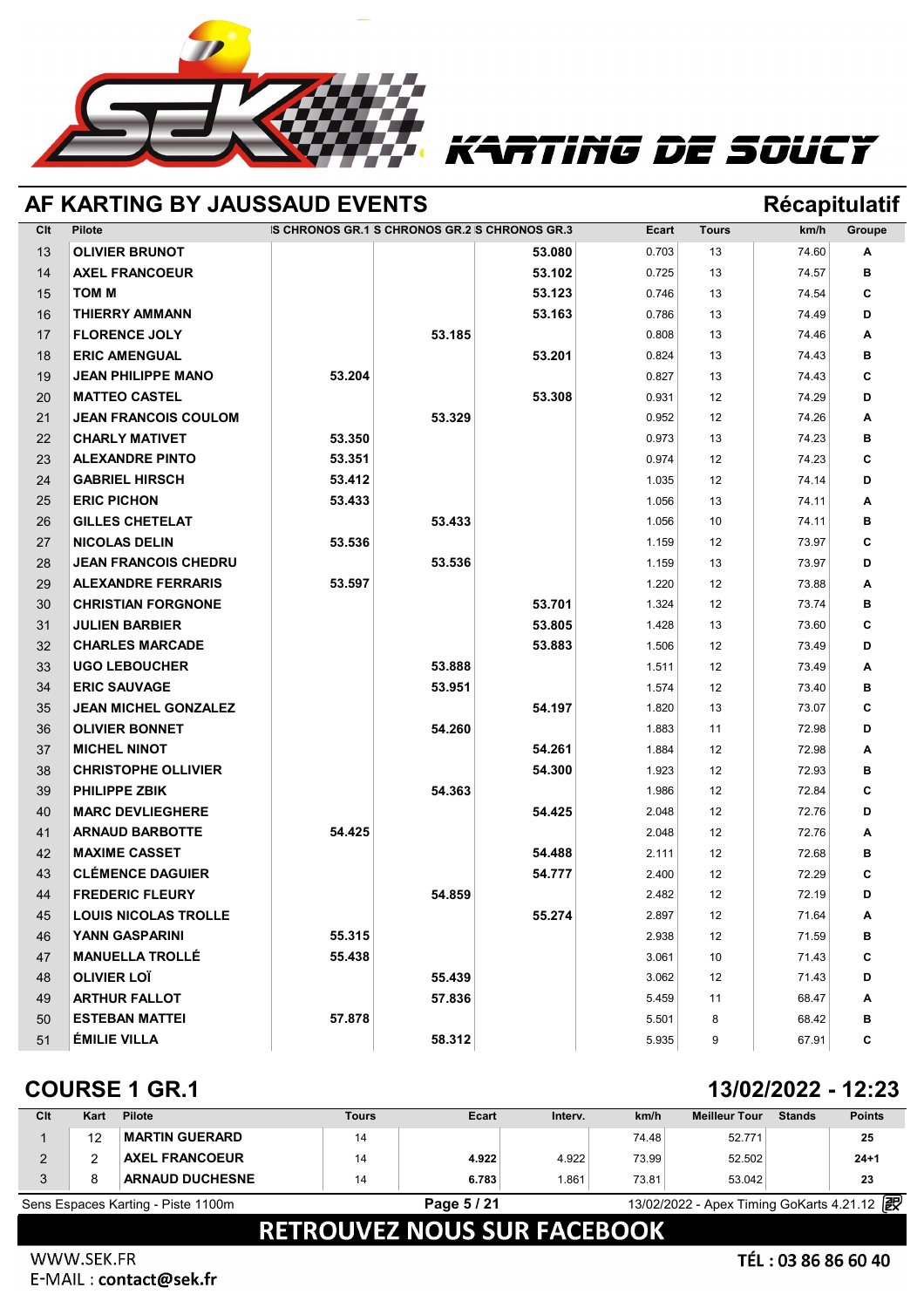KARTING DE SOUCY

## AF KARTING BY JAUSSAUD EVENTS

## Récapitulatif

| Clt | Pilote | IS CHRONOS GR.1 | S CHRONOS GR.2 | S CHRONOS GR.3 | Ecart | Tours | km/h | Groupe |
|---|---|---|---|---|---|---|---|---|
| 13 | OLIVIER BRUNOT | | | 53.080 | 0.703 | 13 | 74.60 | A |
| 14 | AXEL FRANCOEUR | | | 53.102 | 0.725 | 13 | 74.57 | B |
| 15 | TOM M | | | 53.123 | 0.746 | 13 | 74.54 | C |
| 16 | THIERRY AMMANN | | | 53.163 | 0.786 | 13 | 74.49 | D |
| 17 | FLORENCE JOLY | | 53.185 | | 0.808 | 13 | 74.46 | A |
| 18 | ERIC AMENGUAL | | | 53.201 | 0.824 | 13 | 74.43 | B |
| 19 | JEAN PHILIPPE MANO | 53.204 | | | 0.827 | 13 | 74.43 | C |
| 20 | MATTEO CASTEL | | | 53.308 | 0.931 | 12 | 74.29 | D |
| 21 | JEAN FRANCOIS COULOM | | 53.329 | | 0.952 | 12 | 74.26 | A |
| 22 | CHARLY MATIVET | 53.350 | | | 0.973 | 13 | 74.23 | B |
| 23 | ALEXANDRE PINTO | 53.351 | | | 0.974 | 12 | 74.23 | C |
| 24 | GABRIEL HIRSCH | 53.412 | | | 1.035 | 12 | 74.14 | D |
| 25 | ERIC PICHON | 53.433 | | | 1.056 | 13 | 74.11 | A |
| 26 | GILLES CHETELAT | | 53.433 | | 1.056 | 10 | 74.11 | B |
| 27 | NICOLAS DELIN | 53.536 | | | 1.159 | 12 | 73.97 | C |
| 28 | JEAN FRANCOIS CHEDRU | | 53.536 | | 1.159 | 13 | 73.97 | D |
| 29 | ALEXANDRE FERRARIS | 53.597 | | | 1.220 | 12 | 73.88 | A |
| 30 | CHRISTIAN FORGNONE | | | 53.701 | 1.324 | 12 | 73.74 | B |
| 31 | JULIEN BARBIER | | | 53.805 | 1.428 | 13 | 73.60 | C |
| 32 | CHARLES MARCADE | | | 53.883 | 1.506 | 12 | 73.49 | D |
| 33 | UGO LEBOUCHER | | 53.888 | | 1.511 | 12 | 73.49 | A |
| 34 | ERIC SAUVAGE | | 53.951 | | 1.574 | 12 | 73.40 | B |
| 35 | JEAN MICHEL GONZALEZ | | | 54.197 | 1.820 | 13 | 73.07 | C |
| 36 | OLIVIER BONNET | | 54.260 | | 1.883 | 11 | 72.98 | D |
| 37 | MICHEL NINOT | | | 54.261 | 1.884 | 12 | 72.98 | A |
| 38 | CHRISTOPHE OLLIVIER | | | 54.300 | 1.923 | 12 | 72.93 | B |
| 39 | PHILIPPE ZBIK | | 54.363 | | 1.986 | 12 | 72.84 | C |
| 40 | MARC DEVLIEGHERE | | | 54.425 | 2.048 | 12 | 72.76 | D |
| 41 | ARNAUD BARBOTTE | 54.425 | | | 2.048 | 12 | 72.76 | A |
| 42 | MAXIME CASSET | | | 54.488 | 2.111 | 12 | 72.68 | B |
| 43 | CLÉMENCE DAGUIER | | | 54.777 | 2.400 | 12 | 72.29 | C |
| 44 | FREDERIC FLEURY | | 54.859 | | 2.482 | 12 | 72.19 | D |
| 45 | LOUIS NICOLAS TROLLE | | | 55.274 | 2.897 | 12 | 71.64 | A |
| 46 | YANN GASPARINI | 55.315 | | | 2.938 | 12 | 71.59 | B |
| 47 | MANUELLA TROLLÉ | 55.438 | | | 3.061 | 10 | 71.43 | C |
| 48 | OLIVIER LOÏ | | 55.439 | | 3.062 | 12 | 71.43 | D |
| 49 | ARTHUR FALLOT | | 57.836 | | 5.459 | 11 | 68.47 | A |
| 50 | ESTEBAN MATTEI | 57.878 | | | 5.501 | 8 | 68.42 | B |
| 51 | ÉMILIE VILLA | | 58.312 | | 5.935 | 9 | 67.91 | C |

## COURSE 1 GR.1

**13/02/2022 - 12:23**

| Clt | Kart | Pilote | Tours | Ecart | Interv. | km/h | Meilleur Tour | Stands | Points |
|---|---|---|---|---|---|---|---|---|---|
| 1 | 12 | MARTIN GUERARD | 14 | | | 74.48 | 52.771 | | 25 |
| 2 | 2 | AXEL FRANCOEUR | 14 | 4.922 | 4.922 | 73.99 | 52.502 | | 24+1 |
| 3 | 8 | ARNAUD DUCHESNE | 14 | 6.783 | 1.861 | 73.81 | 53.042 | | 23 |

Sens Espaces Karting - Piste 1100m — 13/02/2022 - Apex Timing GoKarts 4.21.12

RETROUVEZ NOUS SUR FACEBOOK

WWW.SEK.FR
E-MAIL : **contact@sek.fr**

TÉL : 03 86 86 60 40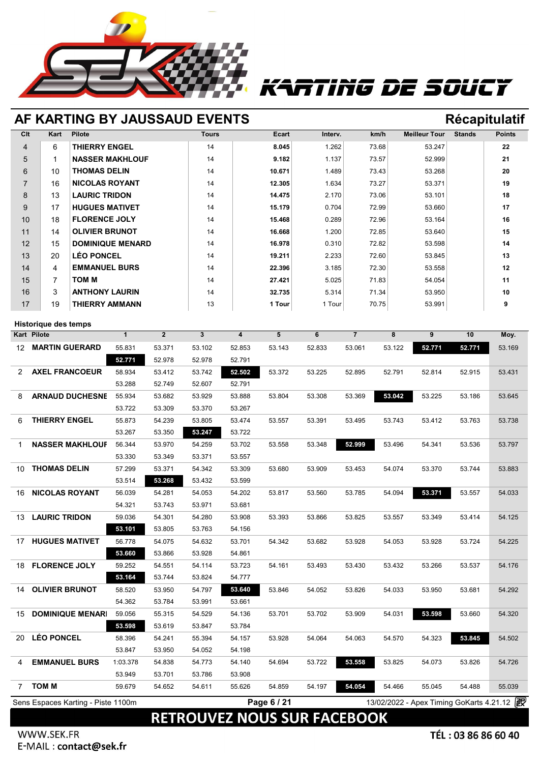# KARTING DE SOUCY

## AF KARTING BY JAUSSAUD EVENTS

**Récapitulatif**

| Clt | Kart | Pilote | Tours | Ecart | Interv. | km/h | Meilleur Tour | Stands | Points |
|---|---|---|---|---|---|---|---|---|---|
| 4 | 6 | THIERRY ENGEL | 14 | 8.045 | 1.262 | 73.68 | 53.247 | | 22 |
| 5 | 1 | NASSER MAKHLOUF | 14 | 9.182 | 1.137 | 73.57 | 52.999 | | 21 |
| 6 | 10 | THOMAS DELIN | 14 | 10.671 | 1.489 | 73.43 | 53.268 | | 20 |
| 7 | 16 | NICOLAS ROYANT | 14 | 12.305 | 1.634 | 73.27 | 53.371 | | 19 |
| 8 | 13 | LAURIC TRIDON | 14 | 14.475 | 2.170 | 73.06 | 53.101 | | 18 |
| 9 | 17 | HUGUES MATIVET | 14 | 15.179 | 0.704 | 72.99 | 53.660 | | 17 |
| 10 | 18 | FLORENCE JOLY | 14 | 15.468 | 0.289 | 72.96 | 53.164 | | 16 |
| 11 | 14 | OLIVIER BRUNOT | 14 | 16.668 | 1.200 | 72.85 | 53.640 | | 15 |
| 12 | 15 | DOMINIQUE MENARD | 14 | 16.978 | 0.310 | 72.82 | 53.598 | | 14 |
| 13 | 20 | LÉO PONCEL | 14 | 19.211 | 2.233 | 72.60 | 53.845 | | 13 |
| 14 | 4 | EMMANUEL BURS | 14 | 22.396 | 3.185 | 72.30 | 53.558 | | 12 |
| 15 | 7 | TOM M | 14 | 27.421 | 5.025 | 71.83 | 54.054 | | 11 |
| 16 | 3 | ANTHONY LAURIN | 14 | 32.735 | 5.314 | 71.34 | 53.950 | | 10 |
| 17 | 19 | THIERRY AMMANN | 13 | 1 Tour | 1 Tour | 70.75 | 53.991 | | 9 |

### Historique des temps

| Kart | Pilote | 1 | 2 | 3 | 4 | 5 | 6 | 7 | 8 | 9 | 10 | Moy. |
|---|---|---|---|---|---|---|---|---|---|---|---|---|
| 12 | MARTIN GUERARD | 55.831 | 53.371 | 53.102 | 52.853 | 53.143 | 52.833 | 53.061 | 53.122 | **52.771** | **52.771** | 53.169 |
| | | **52.771** | 52.978 | 52.978 | 52.791 | | | | | | | |
| 2 | AXEL FRANCOEUR | 58.934 | 53.412 | 53.742 | **52.502** | 53.372 | 53.225 | 52.895 | 52.791 | 52.814 | 52.915 | 53.431 |
| | | 53.288 | 52.749 | 52.607 | 52.791 | | | | | | | |
| 8 | ARNAUD DUCHESNE | 55.934 | 53.682 | 53.929 | 53.888 | 53.804 | 53.308 | 53.369 | **53.042** | 53.225 | 53.186 | 53.645 |
| | | 53.722 | 53.309 | 53.370 | 53.267 | | | | | | | |
| 6 | THIERRY ENGEL | 55.873 | 54.239 | 53.805 | 53.474 | 53.557 | 53.391 | 53.495 | 53.743 | 53.412 | 53.763 | 53.738 |
| | | 53.267 | 53.350 | **53.247** | 53.722 | | | | | | | |
| 1 | NASSER MAKHLOUF | 56.344 | 53.970 | 54.259 | 53.702 | 53.558 | 53.348 | **52.999** | 53.496 | 54.341 | 53.536 | 53.797 |
| | | 53.330 | 53.349 | 53.371 | 53.557 | | | | | | | |
| 10 | THOMAS DELIN | 57.299 | 53.371 | 54.342 | 53.309 | 53.680 | 53.909 | 53.453 | 54.074 | 53.370 | 53.744 | 53.883 |
| | | 53.514 | **53.268** | 53.432 | 53.599 | | | | | | | |
| 16 | NICOLAS ROYANT | 56.039 | 54.281 | 54.053 | 54.202 | 53.817 | 53.560 | 53.785 | 54.094 | **53.371** | 53.557 | 54.033 |
| | | 54.321 | 53.743 | 53.971 | 53.681 | | | | | | | |
| 13 | LAURIC TRIDON | 59.036 | 54.301 | 54.280 | 53.908 | 53.393 | 53.866 | 53.825 | 53.557 | 53.349 | 53.414 | 54.125 |
| | | **53.101** | 53.805 | 53.763 | 54.156 | | | | | | | |
| 17 | HUGUES MATIVET | 56.778 | 54.075 | 54.632 | 53.701 | 54.342 | 53.682 | 53.928 | 54.053 | 53.928 | 53.724 | 54.225 |
| | | **53.660** | 53.866 | 53.928 | 54.861 | | | | | | | |
| 18 | FLORENCE JOLY | 59.252 | 54.551 | 54.114 | 53.723 | 54.161 | 53.493 | 53.430 | 53.432 | 53.266 | 53.537 | 54.176 |
| | | **53.164** | 53.744 | 53.824 | 54.777 | | | | | | | |
| 14 | OLIVIER BRUNOT | 58.520 | 53.950 | 54.797 | **53.640** | 53.846 | 54.052 | 53.826 | 54.033 | 53.950 | 53.681 | 54.292 |
| | | 54.362 | 53.784 | 53.991 | 53.661 | | | | | | | |
| 15 | DOMINIQUE MENARD | 59.056 | 55.315 | 54.529 | 54.136 | 53.701 | 53.702 | 53.909 | 54.031 | **53.598** | 53.660 | 54.320 |
| | | **53.598** | 53.619 | 53.847 | 53.784 | | | | | | | |
| 20 | LÉO PONCEL | 58.396 | 54.241 | 55.394 | 54.157 | 53.928 | 54.064 | 54.063 | 54.570 | 54.323 | **53.845** | 54.502 |
| | | 53.847 | 53.950 | 54.052 | 54.198 | | | | | | | |
| 4 | EMMANUEL BURS | 1:03.378 | 54.838 | 54.773 | 54.140 | 54.694 | 53.722 | **53.558** | 53.825 | 54.073 | 53.826 | 54.726 |
| | | 53.949 | 53.701 | 53.786 | 53.908 | | | | | | | |
| 7 | TOM M | 59.679 | 54.652 | 54.611 | 55.626 | 54.859 | 54.197 | **54.054** | 54.466 | 55.045 | 54.488 | 55.039 |

Sens Espaces Karting - Piste 1100m — 13/02/2022 - Apex Timing GoKarts 4.21.12

**RETROUVEZ NOUS SUR FACEBOOK**

WWW.SEK.FR
E-MAIL : **contact@sek.fr**

**TÉL : 03 86 86 60 40**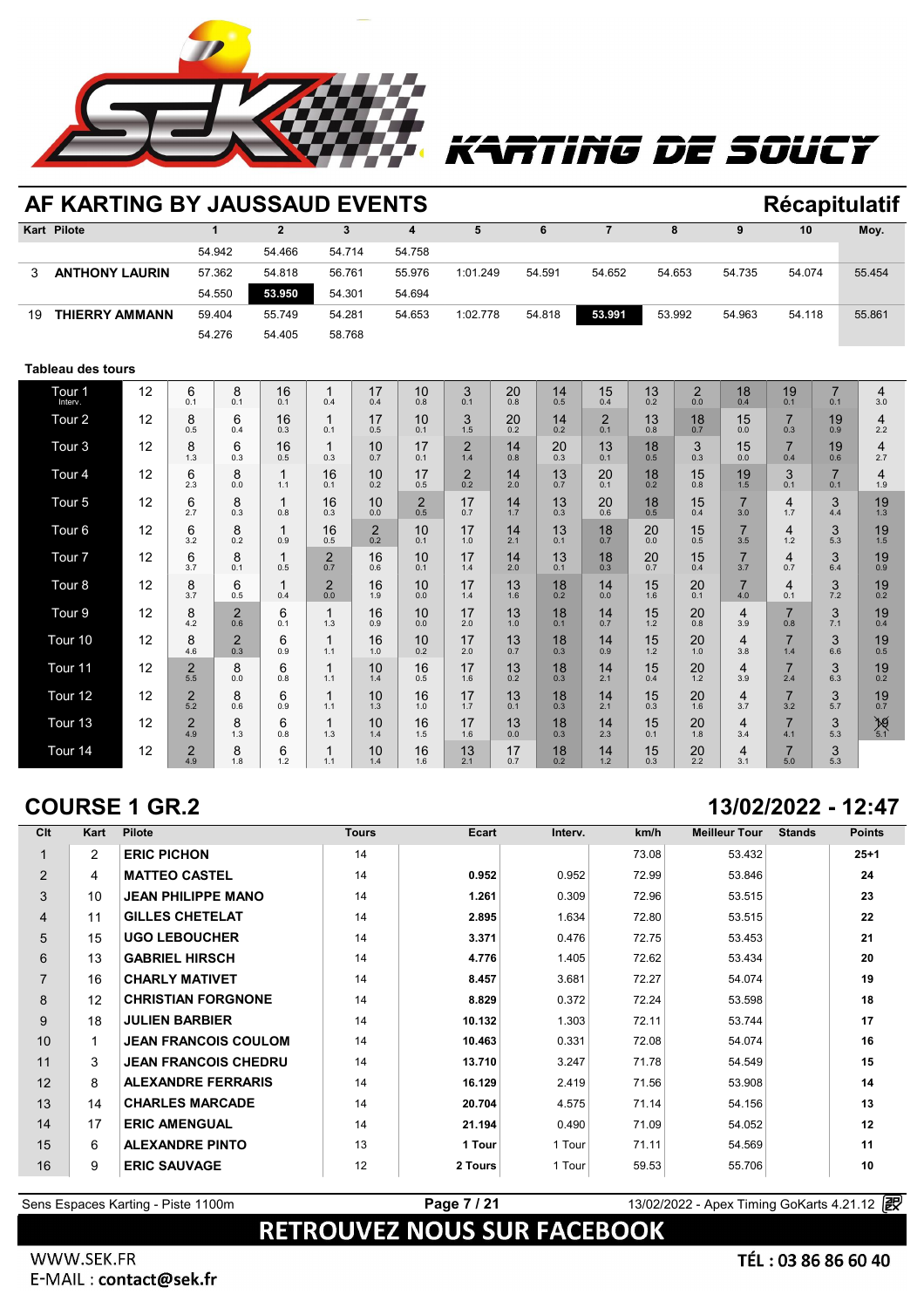# KARTING DE SOUCY

## AF KARTING BY JAUSSAUD EVENTS — Récapitulatif

| Kart | Pilote | 1 | 2 | 3 | 4 | 5 | 6 | 7 | 8 | 9 | 10 | Moy. |
|---|---|---|---|---|---|---|---|---|---|---|---|---|
| | | 54.942 | 54.466 | 54.714 | 54.758 | | | | | | | |
| 3 | ANTHONY LAURIN | 57.362 | 54.818 | 56.761 | 55.976 | 1:01.249 | 54.591 | 54.652 | 54.653 | 54.735 | 54.074 | 55.454 |
| | | 54.550 | **53.950** | 54.301 | 54.694 | | | | | | | |
| 19 | THIERRY AMMANN | 59.404 | 55.749 | 54.281 | 54.653 | 1:02.778 | 54.818 | **53.991** | 53.992 | 54.963 | 54.118 | 55.861 |
| | | 54.276 | 54.405 | 58.768 | | | | | | | | |

### Tableau des tours

| Tour | | | | | | | | | | | | | | | | | |
|---|---|---|---|---|---|---|---|---|---|---|---|---|---|---|---|---|---|
| Tour 1 Interv. | 12 | 6 0.1 | 8 0.1 | 16 0.1 | 1 0.4 | 17 0.4 | 10 0.8 | 3 0.1 | 20 0.8 | 14 0.5 | 15 0.4 | 13 0.2 | 2 0.0 | 18 0.4 | 19 0.1 | 7 0.1 | 4 3.0 |
| Tour 2 | 12 | 8 0.5 | 6 0.4 | 16 0.3 | 1 0.1 | 17 0.5 | 10 0.1 | 3 1.5 | 20 0.2 | 14 0.2 | 2 0.1 | 13 0.8 | 18 0.7 | 15 0.0 | 7 0.3 | 19 0.9 | 4 2.2 |
| Tour 3 | 12 | 8 1.3 | 6 0.3 | 16 0.5 | 1 0.3 | 10 0.7 | 17 0.1 | 2 1.4 | 14 0.8 | 20 0.3 | 13 0.1 | 18 0.5 | 3 0.3 | 15 0.0 | 7 0.4 | 19 0.6 | 4 2.7 |
| Tour 4 | 12 | 6 2.3 | 8 0.0 | 1 1.1 | 16 0.1 | 10 0.2 | 17 0.5 | 2 0.2 | 14 2.0 | 13 0.7 | 20 0.1 | 18 0.2 | 15 0.8 | 19 1.5 | 3 0.1 | 7 0.1 | 4 1.9 |
| Tour 5 | 12 | 6 2.7 | 8 0.3 | 1 0.8 | 16 0.3 | 10 0.0 | 2 0.5 | 17 0.7 | 14 1.7 | 13 0.3 | 20 0.6 | 18 0.5 | 15 0.4 | 7 3.0 | 4 1.7 | 3 4.4 | 19 1.3 |
| Tour 6 | 12 | 6 3.2 | 8 0.2 | 1 0.9 | 16 0.5 | 2 0.2 | 10 0.1 | 17 1.0 | 14 2.1 | 13 0.1 | 18 0.7 | 20 0.0 | 15 0.5 | 7 3.5 | 4 1.2 | 3 5.3 | 19 1.5 |
| Tour 7 | 12 | 6 3.7 | 8 0.1 | 1 0.5 | 2 0.7 | 16 0.6 | 10 0.1 | 17 1.4 | 14 2.0 | 13 0.1 | 18 0.3 | 20 0.7 | 15 0.4 | 7 3.7 | 4 0.7 | 3 6.4 | 19 0.9 |
| Tour 8 | 12 | 8 3.7 | 6 0.5 | 1 0.4 | 2 0.0 | 16 1.9 | 10 0.0 | 17 1.4 | 13 1.6 | 18 0.2 | 14 0.0 | 15 1.6 | 20 0.1 | 7 4.0 | 4 0.1 | 3 7.2 | 19 0.2 |
| Tour 9 | 12 | 8 4.2 | 2 0.6 | 6 0.1 | 1 1.3 | 16 0.9 | 10 0.0 | 17 2.0 | 13 1.0 | 18 0.1 | 14 0.7 | 15 1.2 | 20 0.8 | 4 3.9 | 7 0.8 | 3 7.1 | 19 0.4 |
| Tour 10 | 12 | 8 4.6 | 2 0.3 | 6 0.9 | 1 1.1 | 16 1.0 | 10 0.2 | 17 2.0 | 13 0.7 | 18 0.3 | 14 0.9 | 15 1.2 | 20 1.0 | 4 3.8 | 7 1.4 | 3 6.6 | 19 0.5 |
| Tour 11 | 12 | 2 5.5 | 8 0.0 | 6 0.8 | 1 1.1 | 10 1.4 | 16 0.5 | 17 1.6 | 13 0.2 | 18 0.3 | 14 2.1 | 15 0.4 | 20 1.2 | 4 3.9 | 7 2.4 | 3 6.3 | 19 0.2 |
| Tour 12 | 12 | 2 5.2 | 8 0.6 | 6 0.9 | 1 1.1 | 10 1.3 | 16 1.0 | 17 1.7 | 13 0.1 | 18 0.3 | 14 2.1 | 15 0.3 | 20 1.6 | 4 3.7 | 7 3.2 | 3 5.7 | 19 0.7 |
| Tour 13 | 12 | 2 4.9 | 8 1.3 | 6 0.8 | 1 1.3 | 10 1.4 | 16 1.5 | 17 1.6 | 13 0.0 | 18 0.3 | 14 2.3 | 15 0.1 | 20 1.8 | 4 3.4 | 7 4.1 | 3 5.3 | 19 5.1 |
| Tour 14 | 12 | 2 4.9 | 8 1.8 | 6 1.2 | 1 1.1 | 10 1.4 | 16 1.6 | 13 2.1 | 17 0.7 | 18 0.2 | 14 1.2 | 15 0.3 | 20 2.2 | 4 3.1 | 7 5.0 | 3 5.3 | |

## COURSE 1 GR.2 — 13/02/2022 - 12:47

| Clt | Kart | Pilote | Tours | Ecart | Interv. | km/h | Meilleur Tour | Stands | Points |
|---|---|---|---|---|---|---|---|---|---|
| 1 | 2 | ERIC PICHON | 14 | | | 73.08 | 53.432 | | 25+1 |
| 2 | 4 | MATTEO CASTEL | 14 | 0.952 | 0.952 | 72.99 | 53.846 | | 24 |
| 3 | 10 | JEAN PHILIPPE MANO | 14 | 1.261 | 0.309 | 72.96 | 53.515 | | 23 |
| 4 | 11 | GILLES CHETELAT | 14 | 2.895 | 1.634 | 72.80 | 53.515 | | 22 |
| 5 | 15 | UGO LEBOUCHER | 14 | 3.371 | 0.476 | 72.75 | 53.453 | | 21 |
| 6 | 13 | GABRIEL HIRSCH | 14 | 4.776 | 1.405 | 72.62 | 53.434 | | 20 |
| 7 | 16 | CHARLY MATIVET | 14 | 8.457 | 3.681 | 72.27 | 54.074 | | 19 |
| 8 | 12 | CHRISTIAN FORGNONE | 14 | 8.829 | 0.372 | 72.24 | 53.598 | | 18 |
| 9 | 18 | JULIEN BARBIER | 14 | 10.132 | 1.303 | 72.11 | 53.744 | | 17 |
| 10 | 1 | JEAN FRANCOIS COULOM | 14 | 10.463 | 0.331 | 72.08 | 54.074 | | 16 |
| 11 | 3 | JEAN FRANCOIS CHEDRU | 14 | 13.710 | 3.247 | 71.78 | 54.549 | | 15 |
| 12 | 8 | ALEXANDRE FERRARIS | 14 | 16.129 | 2.419 | 71.56 | 53.908 | | 14 |
| 13 | 14 | CHARLES MARCADE | 14 | 20.704 | 4.575 | 71.14 | 54.156 | | 13 |
| 14 | 17 | ERIC AMENGUAL | 14 | 21.194 | 0.490 | 71.09 | 54.052 | | 12 |
| 15 | 6 | ALEXANDRE PINTO | 13 | 1 Tour | 1 Tour | 71.11 | 54.569 | | 11 |
| 16 | 9 | ERIC SAUVAGE | 12 | 2 Tours | 1 Tour | 59.53 | 55.706 | | 10 |

Sens Espaces Karting - Piste 1100m — 13/02/2022 - Apex Timing GoKarts 4.21.12

RETROUVEZ NOUS SUR FACEBOOK

WWW.SEK.FR
E-MAIL : **contact@sek.fr**

TÉL : 03 86 86 60 40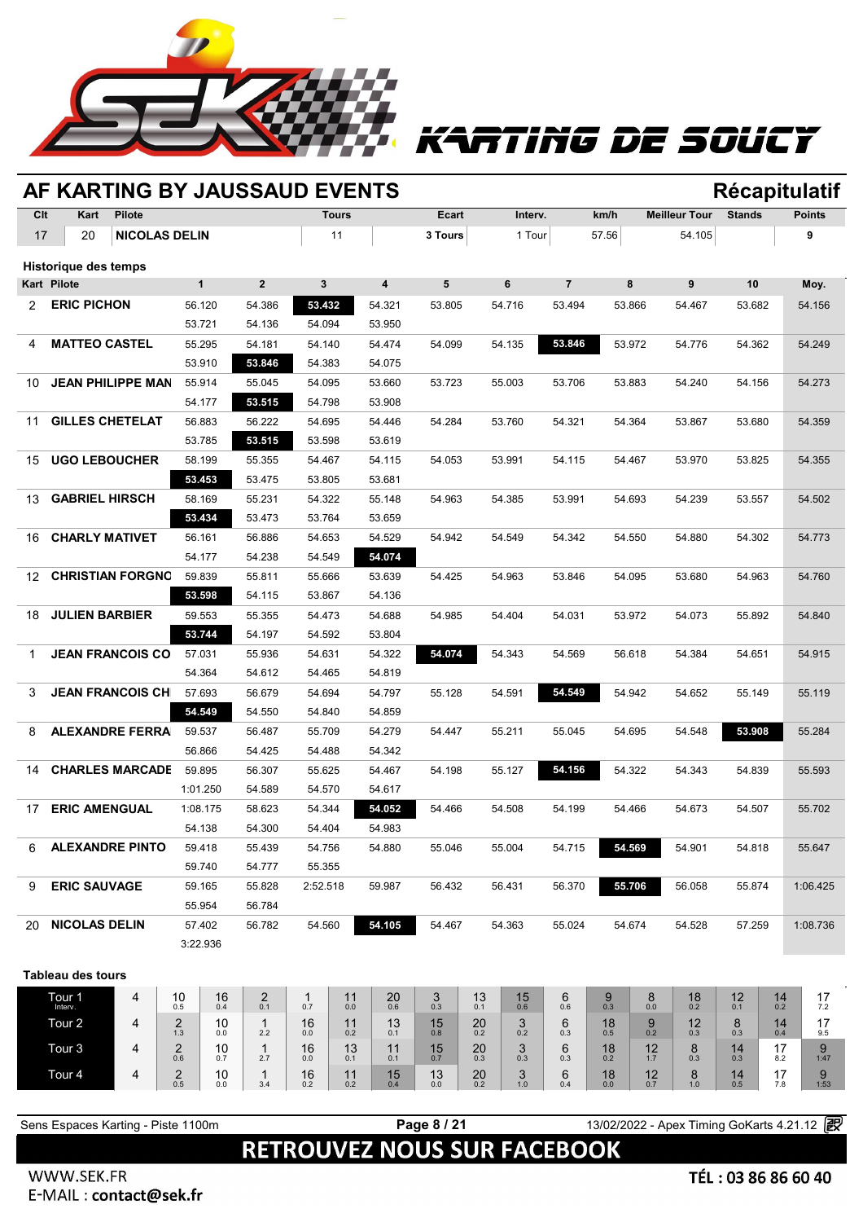KARTING DE SOUCY

## AF KARTING BY JAUSSAUD EVENTS

**Récapitulatif**

| Clt | Kart | Pilote | Tours | Ecart | Interv. | km/h | Meilleur Tour | Stands | Points |
|---|---|---|---|---|---|---|---|---|---|
| 17 | 20 | NICOLAS DELIN | 11 | 3 Tours | 1 Tour | 57.56 | 54.105 | | 9 |

### Historique des temps

| Kart | Pilote | 1 | 2 | 3 | 4 | 5 | 6 | 7 | 8 | 9 | 10 | Moy. |
|---|---|---|---|---|---|---|---|---|---|---|---|---|
| 2 | ERIC PICHON | 56.120 | 54.386 | **53.432** | 54.321 | 53.805 | 54.716 | 53.494 | 53.866 | 54.467 | 53.682 | 54.156 |
| | | 53.721 | 54.136 | 54.094 | 53.950 | | | | | | | |
| 4 | MATTEO CASTEL | 55.295 | 54.181 | 54.140 | 54.474 | 54.099 | 54.135 | **53.846** | 53.972 | 54.776 | 54.362 | 54.249 |
| | | 53.910 | **53.846** | 54.383 | 54.075 | | | | | | | |
| 10 | JEAN PHILIPPE MAN | 55.914 | 55.045 | 54.095 | 53.660 | 53.723 | 55.003 | 53.706 | 53.883 | 54.240 | 54.156 | 54.273 |
| | | 54.177 | **53.515** | 54.798 | 53.908 | | | | | | | |
| 11 | GILLES CHETELAT | 56.883 | 56.222 | 54.695 | 54.446 | 54.284 | 53.760 | 54.321 | 54.364 | 53.867 | 53.680 | 54.359 |
| | | 53.785 | **53.515** | 53.598 | 53.619 | | | | | | | |
| 15 | UGO LEBOUCHER | 58.199 | 55.355 | 54.467 | 54.115 | 54.053 | 53.991 | 54.115 | 54.467 | 53.970 | 53.825 | 54.355 |
| | | **53.453** | 53.475 | 53.805 | 53.681 | | | | | | | |
| 13 | GABRIEL HIRSCH | 58.169 | 55.231 | 54.322 | 55.148 | 54.963 | 54.385 | 53.991 | 54.693 | 54.239 | 53.557 | 54.502 |
| | | **53.434** | 53.473 | 53.764 | 53.659 | | | | | | | |
| 16 | CHARLY MATIVET | 56.161 | 56.886 | 54.653 | 54.529 | 54.942 | 54.549 | 54.342 | 54.550 | 54.880 | 54.302 | 54.773 |
| | | 54.177 | 54.238 | 54.549 | **54.074** | | | | | | | |
| 12 | CHRISTIAN FORGNO | 59.839 | 55.811 | 55.666 | 53.639 | 54.425 | 54.963 | 53.846 | 54.095 | 53.680 | 54.963 | 54.760 |
| | | **53.598** | 54.115 | 53.867 | 54.136 | | | | | | | |
| 18 | JULIEN BARBIER | 59.553 | 55.355 | 54.473 | 54.688 | 54.985 | 54.404 | 54.031 | 53.972 | 54.073 | 55.892 | 54.840 |
| | | **53.744** | 54.197 | 54.592 | 53.804 | | | | | | | |
| 1 | JEAN FRANCOIS CO | 57.031 | 55.936 | 54.631 | 54.322 | **54.074** | 54.343 | 54.569 | 56.618 | 54.384 | 54.651 | 54.915 |
| | | 54.364 | 54.612 | 54.465 | 54.819 | | | | | | | |
| 3 | JEAN FRANCOIS CH | 57.693 | 56.679 | 54.694 | 54.797 | 55.128 | 54.591 | **54.549** | 54.942 | 54.652 | 55.149 | 55.119 |
| | | **54.549** | 54.550 | 54.840 | 54.859 | | | | | | | |
| 8 | ALEXANDRE FERRA | 59.537 | 56.487 | 55.709 | 54.279 | 54.447 | 55.211 | 55.045 | 54.695 | 54.548 | **53.908** | 55.284 |
| | | 56.866 | 54.425 | 54.488 | 54.342 | | | | | | | |
| 14 | CHARLES MARCADE | 59.895 | 56.307 | 55.625 | 54.467 | 54.198 | 55.127 | **54.156** | 54.322 | 54.343 | 54.839 | 55.593 |
| | | 1:01.250 | 54.589 | 54.570 | 54.617 | | | | | | | |
| 17 | ERIC AMENGUAL | 1:08.175 | 58.623 | 54.344 | **54.052** | 54.466 | 54.508 | 54.199 | 54.466 | 54.673 | 54.507 | 55.702 |
| | | 54.138 | 54.300 | 54.404 | 54.983 | | | | | | | |
| 6 | ALEXANDRE PINTO | 59.418 | 55.439 | 54.756 | 54.880 | 55.046 | 55.004 | 54.715 | **54.569** | 54.901 | 54.818 | 55.647 |
| | | 59.740 | 54.777 | 55.355 | | | | | | | | |
| 9 | ERIC SAUVAGE | 59.165 | 55.828 | 2:52.518 | 59.987 | 56.432 | 56.431 | 56.370 | **55.706** | 56.058 | 55.874 | 1:06.425 |
| | | 55.954 | 56.784 | | | | | | | | | |
| 20 | NICOLAS DELIN | 57.402 | 56.782 | 54.560 | **54.105** | 54.467 | 54.363 | 55.024 | 54.674 | 54.528 | 57.259 | 1:08.736 |
| | | 3:22.936 | | | | | | | | | | |

### Tableau des tours

| | | | | | | | | | | | | | | | | |
|---|---|---|---|---|---|---|---|---|---|---|---|---|---|---|---|---|
| Tour 1 (Interv.) | 4 | 10 (0.5) | 16 (0.4) | 2 (0.1) | 1 (0.7) | 11 (0.0) | 20 (0.6) | 3 (0.3) | 13 (0.1) | 15 (0.6) | 6 (0.6) | 9 (0.3) | 8 (0.0) | 18 (0.2) | 12 (0.1) | 14 (0.2) | 17 (7.2) |
| Tour 2 | 4 | 2 (1.3) | 10 (0.0) | 1 (2.2) | 16 (0.0) | 11 (0.2) | 13 (0.1) | 15 (0.8) | 20 (0.2) | 3 (0.2) | 6 (0.3) | 18 (0.5) | 9 (0.2) | 12 (0.3) | 8 (0.3) | 14 (0.4) | 17 (9.5) |
| Tour 3 | 4 | 2 (0.6) | 10 (0.7) | 1 (2.7) | 16 (0.0) | 13 (0.1) | 11 (0.1) | 15 (0.7) | 20 (0.3) | 3 (0.3) | 6 (0.3) | 18 (0.2) | 12 (1.7) | 8 (0.3) | 14 (0.3) | 17 (8.2) | 9 (1:47) |
| Tour 4 | 4 | 2 (0.5) | 10 (0.0) | 1 (3.4) | 16 (0.2) | 11 (0.2) | 15 (0.4) | 13 (0.0) | 20 (0.2) | 3 (1.0) | 6 (0.4) | 18 (0.0) | 12 (0.7) | 8 (1.0) | 14 (0.5) | 17 (7.8) | 9 (1:53) |

Sens Espaces Karting - Piste 1100m | 13/02/2022 - Apex Timing GoKarts 4.21.12

RETROUVEZ NOUS SUR FACEBOOK

WWW.SEK.FR
E-MAIL : **contact@sek.fr**

TÉL : 03 86 86 60 40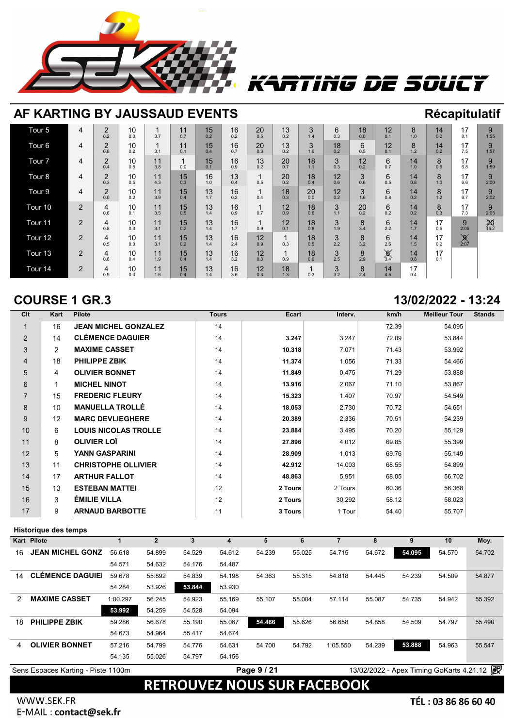# KARTING DE SOUCY

## AF KARTING BY JAUSSAUD EVENTS

**Récapitulatif**

| Tour | | | | | | | | | | | | | | | | | |
|---|---|---|---|---|---|---|---|---|---|---|---|---|---|---|---|---|---|
| Tour 5 | 4 | 2 0.2 | 10 0.0 | 1 3.7 | 11 0.7 | 15 0.2 | 16 0.2 | 20 0.5 | 13 0.2 | 3 1.4 | 6 0.3 | 18 0.0 | 12 0.1 | 8 1.0 | 14 0.2 | 17 8.1 | 9 1:55 |
| Tour 6 | 4 | 2 0.8 | 10 0.2 | 1 3.1 | 11 0.1 | 15 0.4 | 16 0.7 | 20 0.3 | 13 0.2 | 3 1.6 | 18 0.2 | 6 0.5 | 12 0.1 | 8 1.2 | 14 0.2 | 17 7.5 | 9 1:57 |
| Tour 7 | 4 | 2 0.4 | 10 0.5 | 11 3.8 | 1 0.0 | 15 0.1 | 16 0.9 | 13 0.2 | 20 0.7 | 18 1.1 | 3 0.3 | 12 0.2 | 6 0.7 | 14 1.0 | 8 0.6 | 17 6.8 | 9 1:59 |
| Tour 8 | 4 | 2 0.3 | 10 0.5 | 11 4.3 | 15 0.3 | 16 1.0 | 13 0.4 | 1 0.5 | 20 0.2 | 18 0.4 | 12 0.6 | 3 0.6 | 6 0.5 | 14 0.8 | 8 1.0 | 17 6.6 | 9 2:00 |
| Tour 9 | 4 | 2 0.0 | 10 0.2 | 11 3.9 | 15 0.4 | 13 1.7 | 16 0.2 | 1 0.4 | 18 0.3 | 20 0.0 | 12 0.2 | 3 1.6 | 6 0.8 | 14 0.2 | 8 1.2 | 17 6.7 | 9 2:02 |
| Tour 10 | 2 | 4 0.6 | 10 0.1 | 11 3.5 | 15 0.5 | 13 1.4 | 16 0.9 | 1 0.7 | 12 0.9 | 18 0.6 | 3 1.1 | 20 0.2 | 6 0.2 | 14 0.2 | 8 0.3 | 17 7.3 | 9 2:03 |
| Tour 11 | 2 | 4 0.8 | 10 0.3 | 11 3.1 | 15 0.2 | 13 1.4 | 16 1.7 | 1 0.9 | 12 0.1 | 18 0.8 | 3 1.9 | 8 3.4 | 6 2.2 | 14 1.7 | 17 0.5 | 9 2:05 | 20 15.2 |
| Tour 12 | 2 | 4 0.5 | 10 0.0 | 11 3.1 | 15 0.2 | 13 1.4 | 16 2.4 | 12 0.9 | 1 0.3 | 18 0.5 | 3 2.2 | 8 3.2 | 6 2.6 | 14 1.5 | 17 0.2 | 9 2:07 | |
| Tour 13 | 2 | 4 0.8 | 10 0.4 | 11 1.9 | 15 0.4 | 13 1.4 | 16 3.2 | 12 0.3 | 1 0.9 | 18 0.6 | 3 2.5 | 8 2.9 | 6 3.4 | 14 0.8 | 17 0.1 | | |
| Tour 14 | 2 | 4 0.9 | 10 0.3 | 11 1.6 | 15 0.4 | 13 1.4 | 16 3.6 | 12 0.3 | 18 1.3 | 1 0.3 | 3 3.2 | 8 2.4 | 14 4.5 | 17 0.4 | | | |

## COURSE 1 GR.3

**13/02/2022 - 13:24**

| Clt | Kart | Pilote | Tours | Ecart | Interv. | km/h | Meilleur Tour | Stands |
|---|---|---|---|---|---|---|---|---|
| 1 | 16 | JEAN MICHEL GONZALEZ | 14 | | | 72.39 | 54.095 | |
| 2 | 14 | CLÉMENCE DAGUIER | 14 | 3.247 | 3.247 | 72.09 | 53.844 | |
| 3 | 2 | MAXIME CASSET | 14 | 10.318 | 7.071 | 71.43 | 53.992 | |
| 4 | 18 | PHILIPPE ZBIK | 14 | 11.374 | 1.056 | 71.33 | 54.466 | |
| 5 | 4 | OLIVIER BONNET | 14 | 11.849 | 0.475 | 71.29 | 53.888 | |
| 6 | 1 | MICHEL NINOT | 14 | 13.916 | 2.067 | 71.10 | 53.867 | |
| 7 | 15 | FREDERIC FLEURY | 14 | 15.323 | 1.407 | 70.97 | 54.549 | |
| 8 | 10 | MANUELLA TROLLÉ | 14 | 18.053 | 2.730 | 70.72 | 54.651 | |
| 9 | 12 | MARC DEVLIEGHERE | 14 | 20.389 | 2.336 | 70.51 | 54.239 | |
| 10 | 6 | LOUIS NICOLAS TROLLE | 14 | 23.884 | 3.495 | 70.20 | 55.129 | |
| 11 | 8 | OLIVIER LOÏ | 14 | 27.896 | 4.012 | 69.85 | 55.399 | |
| 12 | 5 | YANN GASPARINI | 14 | 28.909 | 1.013 | 69.76 | 55.149 | |
| 13 | 11 | CHRISTOPHE OLLIVIER | 14 | 42.912 | 14.003 | 68.55 | 54.899 | |
| 14 | 17 | ARTHUR FALLOT | 14 | 48.863 | 5.951 | 68.05 | 56.702 | |
| 15 | 13 | ESTEBAN MATTEI | 12 | 2 Tours | 2 Tours | 60.36 | 56.368 | |
| 16 | 3 | ÉMILIE VILLA | 12 | 2 Tours | 30.292 | 58.12 | 58.023 | |
| 17 | 9 | ARNAUD BARBOTTE | 11 | 3 Tours | 1 Tour | 54.40 | 55.707 | |

### Historique des temps

| Kart | Pilote | 1 | 2 | 3 | 4 | 5 | 6 | 7 | 8 | 9 | 10 | Moy. |
|---|---|---|---|---|---|---|---|---|---|---|---|---|
| 16 | JEAN MICHEL GONZ | 56.618 | 54.899 | 54.529 | 54.612 | 54.239 | 55.025 | 54.715 | 54.672 | **54.095** | 54.570 | 54.702 |
| | | 54.571 | 54.632 | 54.176 | 54.487 | | | | | | | |
| 14 | CLÉMENCE DAGUIE | 59.678 | 55.892 | 54.839 | 54.198 | 54.363 | 55.315 | 54.818 | 54.445 | 54.239 | 54.509 | 54.877 |
| | | 54.284 | 53.926 | **53.844** | 53.930 | | | | | | | |
| 2 | MAXIME CASSET | 1:00.297 | 56.245 | 54.923 | 55.169 | 55.107 | 55.004 | 57.114 | 55.087 | 54.735 | 54.942 | 55.392 |
| | | **53.992** | 54.259 | 54.528 | 54.094 | | | | | | | |
| 18 | PHILIPPE ZBIK | 59.286 | 56.678 | 55.190 | 55.067 | **54.466** | 55.626 | 56.658 | 54.858 | 54.509 | 54.797 | 55.490 |
| | | 54.673 | 54.964 | 55.417 | 54.674 | | | | | | | |
| 4 | OLIVIER BONNET | 57.216 | 54.799 | 54.776 | 54.631 | 54.700 | 54.792 | 1:05.550 | 54.239 | **53.888** | 54.963 | 55.547 |
| | | 54.135 | 55.026 | 54.797 | 54.156 | | | | | | | |

Sens Espaces Karting - Piste 1100m — 13/02/2022 - Apex Timing GoKarts 4.21.12

**RETROUVEZ NOUS SUR FACEBOOK**

WWW.SEK.FR
E-MAIL : **contact@sek.fr**

**TÉL : 03 86 86 60 40**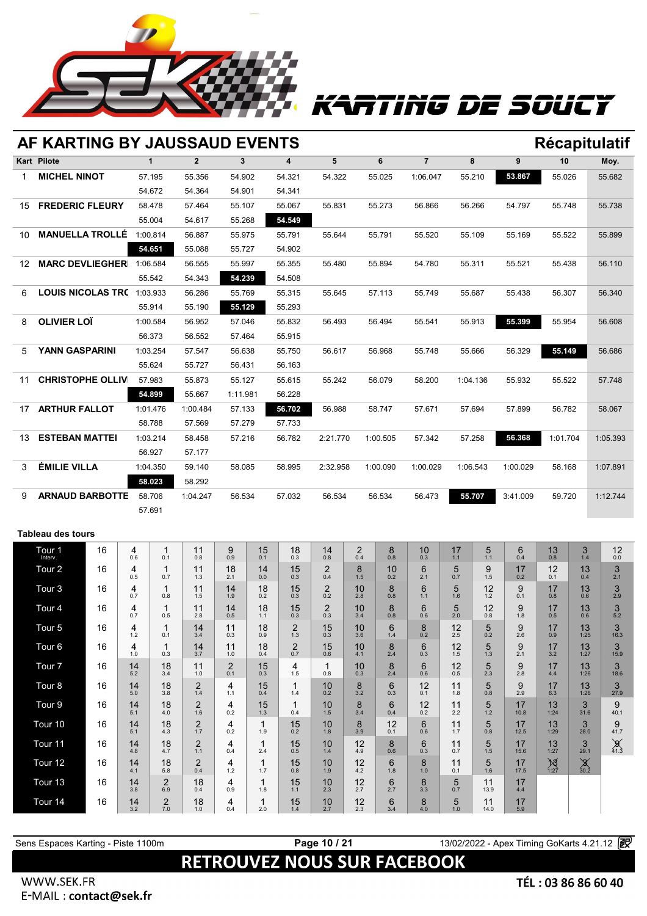KARTING DE SOUCY

## AF KARTING BY JAUSSAUD EVENTS

### Récapitulatif

| Kart | Pilote | 1 | 2 | 3 | 4 | 5 | 6 | 7 | 8 | 9 | 10 | Moy. |
|---|---|---|---|---|---|---|---|---|---|---|---|---|
| 1 | MICHEL NINOT | 57.195 | 55.356 | 54.902 | 54.321 | 54.322 | 55.025 | 1:06.047 | 55.210 | **53.867** | 55.026 | 55.682 |
| | | 54.672 | 54.364 | 54.901 | 54.341 | | | | | | | |
| 15 | FREDERIC FLEURY | 58.478 | 57.464 | 55.107 | 55.067 | 55.831 | 55.273 | 56.866 | 56.266 | 54.797 | 55.748 | 55.738 |
| | | 55.004 | 54.617 | 55.268 | **54.549** | | | | | | | |
| 10 | MANUELLA TROLLÉ | 1:00.814 | 56.887 | 55.975 | 55.791 | 55.644 | 55.791 | 55.520 | 55.109 | 55.169 | 55.522 | 55.899 |
| | | **54.651** | 55.088 | 55.727 | 54.902 | | | | | | | |
| 12 | MARC DEVLIEGHER | 1:06.584 | 56.555 | 55.997 | 55.355 | 55.480 | 55.894 | 54.780 | 55.311 | 55.521 | 55.438 | 56.110 |
| | | 55.542 | 54.343 | **54.239** | 54.508 | | | | | | | |
| 6 | LOUIS NICOLAS TRC | 1:03.933 | 56.286 | 55.769 | 55.315 | 55.645 | 57.113 | 55.749 | 55.687 | 55.438 | 56.307 | 56.340 |
| | | 55.914 | 55.190 | **55.129** | 55.293 | | | | | | | |
| 8 | OLIVIER LOÏ | 1:00.584 | 56.952 | 57.046 | 55.832 | 56.493 | 56.494 | 55.541 | 55.913 | **55.399** | 55.954 | 56.608 |
| | | 56.373 | 56.552 | 57.464 | 55.915 | | | | | | | |
| 5 | YANN GASPARINI | 1:03.254 | 57.547 | 56.638 | 55.750 | 56.617 | 56.968 | 55.748 | 55.666 | 56.329 | **55.149** | 56.686 |
| | | 55.624 | 55.727 | 56.431 | 56.163 | | | | | | | |
| 11 | CHRISTOPHE OLLIV | 57.983 | 55.873 | 55.127 | 55.615 | 55.242 | 56.079 | 58.200 | 1:04.136 | 55.932 | 55.522 | 57.748 |
| | | **54.899** | 55.667 | 1:11.981 | 56.228 | | | | | | | |
| 17 | ARTHUR FALLOT | 1:01.476 | 1:00.484 | 57.133 | **56.702** | 56.988 | 58.747 | 57.671 | 57.694 | 57.899 | 56.782 | 58.067 |
| | | 58.788 | 57.569 | 57.279 | 57.733 | | | | | | | |
| 13 | ESTEBAN MATTEI | 1:03.214 | 58.458 | 57.216 | 56.782 | 2:21.770 | 1:00.505 | 57.342 | 57.258 | **56.368** | 1:01.704 | 1:05.393 |
| | | 56.927 | 57.177 | | | | | | | | | |
| 3 | ÉMILIE VILLA | 1:04.350 | 59.140 | 58.085 | 58.995 | 2:32.958 | 1:00.090 | 1:00.029 | 1:06.543 | 1:00.029 | 58.168 | 1:07.891 |
| | | **58.023** | 58.292 | | | | | | | | | |
| 9 | ARNAUD BARBOTTE | 58.706 | 1:04.247 | 56.534 | 57.032 | 56.534 | 56.534 | 56.473 | **55.707** | 3:41.009 | 59.720 | 1:12.744 |
| | | 57.691 | | | | | | | | | | |

### Tableau des tours

| Tour | | | | | | | | | | | | | | | | | |
|---|---|---|---|---|---|---|---|---|---|---|---|---|---|---|---|---|---|
| Tour 1 Interv. | 16 | 4 0.6 | 1 0.1 | 11 0.8 | 9 0.9 | 15 0.1 | 18 0.3 | 14 0.8 | 2 0.4 | 8 0.8 | 10 0.3 | 17 1.1 | 5 1.1 | 6 0.4 | 13 0.8 | 3 1.4 | 12 0.0 |
| Tour 2 | 16 | 4 0.5 | 1 0.7 | 11 1.3 | 18 2.1 | 14 0.0 | 15 0.3 | 2 0.4 | 8 1.5 | 10 0.2 | 6 2.1 | 5 0.7 | 9 1.5 | 17 0.2 | 12 0.1 | 13 0.4 | 3 2.1 |
| Tour 3 | 16 | 4 0.7 | 1 0.8 | 11 1.5 | 14 1.9 | 18 0.2 | 15 0.3 | 2 0.2 | 10 2.8 | 8 0.8 | 6 1.1 | 5 1.6 | 12 1.2 | 9 0.1 | 17 0.8 | 13 0.6 | 3 2.9 |
| Tour 4 | 16 | 4 0.7 | 1 0.5 | 11 2.8 | 14 0.5 | 18 1.1 | 15 0.3 | 2 0.3 | 10 3.4 | 8 0.8 | 6 0.6 | 5 2.0 | 12 0.8 | 9 1.8 | 17 0.5 | 13 0.6 | 3 5.2 |
| Tour 5 | 16 | 4 1.2 | 1 0.1 | 14 3.4 | 11 0.3 | 18 0.9 | 2 1.3 | 15 0.3 | 10 3.6 | 6 1.4 | 8 0.2 | 12 2.5 | 5 0.2 | 9 2.6 | 17 0.9 | 13 1:25 | 3 16.3 |
| Tour 6 | 16 | 4 1.0 | 1 0.3 | 14 3.7 | 11 1.0 | 18 0.4 | 2 0.7 | 15 0.6 | 10 4.1 | 8 2.4 | 6 0.3 | 12 1.5 | 5 1.3 | 9 2.1 | 17 3.2 | 13 1:27 | 3 15.9 |
| Tour 7 | 16 | 14 5.2 | 18 3.4 | 11 1.0 | 2 0.1 | 15 0.3 | 4 1.5 | 1 0.8 | 10 0.3 | 8 2.4 | 6 0.6 | 12 0.5 | 5 2.3 | 9 2.8 | 17 4.4 | 13 1:26 | 3 18.6 |
| Tour 8 | 16 | 14 5.0 | 18 3.8 | 2 1.4 | 4 1.1 | 15 0.4 | 1 1.4 | 10 0.2 | 8 3.2 | 6 0.3 | 12 0.1 | 11 1.8 | 5 0.8 | 9 2.9 | 17 6.3 | 13 1:26 | 3 27.9 |
| Tour 9 | 16 | 14 5.1 | 18 4.0 | 2 1.6 | 4 0.2 | 15 1.3 | 1 0.4 | 10 1.5 | 8 3.4 | 6 0.4 | 12 0.2 | 11 2.2 | 5 1.2 | 17 10.8 | 13 1:24 | 3 31.6 | 9 40.1 |
| Tour 10 | 16 | 14 5.1 | 18 4.3 | 2 1.7 | 4 0.2 | 1 1.9 | 15 0.2 | 10 1.8 | 8 3.9 | 12 0.1 | 6 0.6 | 11 1.7 | 5 0.8 | 17 12.5 | 13 1:29 | 3 28.0 | 9 41.7 |
| Tour 11 | 16 | 14 4.8 | 18 4.7 | 2 1.1 | 4 0.4 | 1 2.4 | 15 0.5 | 10 1.4 | 12 4.9 | 8 0.6 | 6 0.3 | 11 0.7 | 5 1.5 | 17 15.6 | 13 1:27 | 3 29.1 | 9 41.3 |
| Tour 12 | 16 | 14 4.1 | 18 5.8 | 2 0.4 | 4 1.2 | 1 1.7 | 15 0.8 | 10 1.9 | 12 4.2 | 6 1.8 | 8 1.0 | 11 0.1 | 5 1.6 | 17 17.5 | 13 1:27 | 3 30.2 | |
| Tour 13 | 16 | 14 3.8 | 2 6.9 | 18 0.4 | 4 0.9 | 1 1.8 | 15 1.1 | 10 2.3 | 12 2.7 | 6 2.7 | 8 3.3 | 5 0.7 | 11 13.9 | 17 4.4 | | | |
| Tour 14 | 16 | 14 3.2 | 2 7.0 | 18 1.0 | 4 0.4 | 1 2.0 | 15 1.4 | 10 2.7 | 12 2.3 | 6 3.4 | 8 4.0 | 5 1.0 | 11 14.0 | 17 5.9 | | | |

Sens Espaces Karting - Piste 1100m — 13/02/2022 - Apex Timing GoKarts 4.21.12

RETROUVEZ NOUS SUR FACEBOOK

WWW.SEK.FR
E-MAIL : **contact@sek.fr**

TÉL : 03 86 86 60 40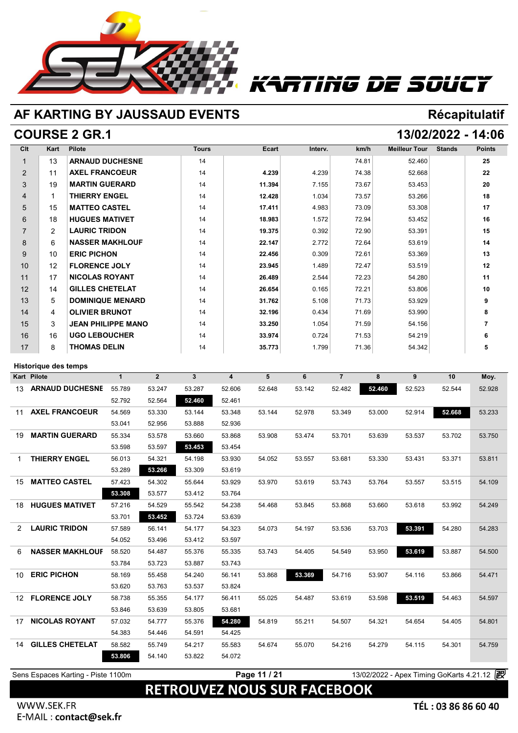KARTING DE SOUCY

## AF KARTING BY JAUSSAUD EVENTS — Récapitulatif

## COURSE 2 GR.1 — 13/02/2022 - 14:06

| Clt | Kart | Pilote | Tours | Ecart | Interv. | km/h | Meilleur Tour | Stands | Points |
|---|---|---|---|---|---|---|---|---|---|
| 1 | 13 | ARNAUD DUCHESNE | 14 | | | 74.81 | 52.460 | | 25 |
| 2 | 11 | AXEL FRANCOEUR | 14 | 4.239 | 4.239 | 74.38 | 52.668 | | 22 |
| 3 | 19 | MARTIN GUERARD | 14 | 11.394 | 7.155 | 73.67 | 53.453 | | 20 |
| 4 | 1 | THIERRY ENGEL | 14 | 12.428 | 1.034 | 73.57 | 53.266 | | 18 |
| 5 | 15 | MATTEO CASTEL | 14 | 17.411 | 4.983 | 73.09 | 53.308 | | 17 |
| 6 | 18 | HUGUES MATIVET | 14 | 18.983 | 1.572 | 72.94 | 53.452 | | 16 |
| 7 | 2 | LAURIC TRIDON | 14 | 19.375 | 0.392 | 72.90 | 53.391 | | 15 |
| 8 | 6 | NASSER MAKHLOUF | 14 | 22.147 | 2.772 | 72.64 | 53.619 | | 14 |
| 9 | 10 | ERIC PICHON | 14 | 22.456 | 0.309 | 72.61 | 53.369 | | 13 |
| 10 | 12 | FLORENCE JOLY | 14 | 23.945 | 1.489 | 72.47 | 53.519 | | 12 |
| 11 | 17 | NICOLAS ROYANT | 14 | 26.489 | 2.544 | 72.23 | 54.280 | | 11 |
| 12 | 14 | GILLES CHETELAT | 14 | 26.654 | 0.165 | 72.21 | 53.806 | | 10 |
| 13 | 5 | DOMINIQUE MENARD | 14 | 31.762 | 5.108 | 71.73 | 53.929 | | 9 |
| 14 | 4 | OLIVIER BRUNOT | 14 | 32.196 | 0.434 | 71.69 | 53.990 | | 8 |
| 15 | 3 | JEAN PHILIPPE MANO | 14 | 33.250 | 1.054 | 71.59 | 54.156 | | 7 |
| 16 | 16 | UGO LEBOUCHER | 14 | 33.974 | 0.724 | 71.53 | 54.219 | | 6 |
| 17 | 8 | THOMAS DELIN | 14 | 35.773 | 1.799 | 71.36 | 54.342 | | 5 |

### Historique des temps

| Kart | Pilote | 1 | 2 | 3 | 4 | 5 | 6 | 7 | 8 | 9 | 10 | Moy. |
|---|---|---|---|---|---|---|---|---|---|---|---|---|
| 13 | ARNAUD DUCHESNE | 55.789 | 53.247 | 53.287 | 52.606 | 52.648 | 53.142 | 52.482 | **52.460** | 52.523 | 52.544 | 52.928 |
| | | 52.792 | 52.564 | **52.460** | 52.461 | | | | | | | |
| 11 | AXEL FRANCOEUR | 54.569 | 53.330 | 53.144 | 53.348 | 53.144 | 52.978 | 53.349 | 53.000 | 52.914 | **52.668** | 53.233 |
| | | 53.041 | 52.956 | 53.888 | 52.936 | | | | | | | |
| 19 | MARTIN GUERARD | 55.334 | 53.578 | 53.660 | 53.868 | 53.908 | 53.474 | 53.701 | 53.639 | 53.537 | 53.702 | 53.750 |
| | | 53.598 | 53.597 | **53.453** | 53.454 | | | | | | | |
| 1 | THIERRY ENGEL | 56.013 | 54.321 | 54.198 | 53.930 | 54.052 | 53.557 | 53.681 | 53.330 | 53.431 | 53.371 | 53.811 |
| | | 53.289 | **53.266** | 53.309 | 53.619 | | | | | | | |
| 15 | MATTEO CASTEL | 57.423 | 54.302 | 55.644 | 53.929 | 53.970 | 53.619 | 53.743 | 53.764 | 53.557 | 53.515 | 54.109 |
| | | **53.308** | 53.577 | 53.412 | 53.764 | | | | | | | |
| 18 | HUGUES MATIVET | 57.216 | 54.529 | 55.542 | 54.238 | 54.468 | 53.845 | 53.868 | 53.660 | 53.618 | 53.992 | 54.249 |
| | | 53.701 | **53.452** | 53.724 | 53.639 | | | | | | | |
| 2 | LAURIC TRIDON | 57.589 | 56.141 | 54.177 | 54.323 | 54.073 | 54.197 | 53.536 | 53.703 | **53.391** | 54.280 | 54.283 |
| | | 54.052 | 53.496 | 53.412 | 53.597 | | | | | | | |
| 6 | NASSER MAKHLOUF | 58.520 | 54.487 | 55.376 | 55.335 | 53.743 | 54.405 | 54.549 | 53.950 | **53.619** | 53.887 | 54.500 |
| | | 53.784 | 53.723 | 53.887 | 53.743 | | | | | | | |
| 10 | ERIC PICHON | 58.169 | 55.458 | 54.240 | 56.141 | 53.868 | **53.369** | 54.716 | 53.907 | 54.116 | 53.866 | 54.471 |
| | | 53.620 | 53.763 | 53.537 | 53.824 | | | | | | | |
| 12 | FLORENCE JOLY | 58.738 | 55.355 | 54.177 | 56.411 | 55.025 | 54.487 | 53.619 | 53.598 | **53.519** | 54.463 | 54.597 |
| | | 53.846 | 53.639 | 53.805 | 53.681 | | | | | | | |
| 17 | NICOLAS ROYANT | 57.032 | 54.777 | 55.376 | **54.280** | 54.819 | 55.211 | 54.507 | 54.321 | 54.654 | 54.405 | 54.801 |
| | | 54.383 | 54.446 | 54.591 | 54.425 | | | | | | | |
| 14 | GILLES CHETELAT | 58.582 | 55.749 | 54.217 | 55.583 | 54.674 | 55.070 | 54.216 | 54.279 | 54.115 | 54.301 | 54.759 |
| | | **53.806** | 54.140 | 53.822 | 54.072 | | | | | | | |

Sens Espaces Karting - Piste 1100m — 13/02/2022 - Apex Timing GoKarts 4.21.12

RETROUVEZ NOUS SUR FACEBOOK

WWW.SEK.FR
E-MAIL : **contact@sek.fr**

TÉL : 03 86 86 60 40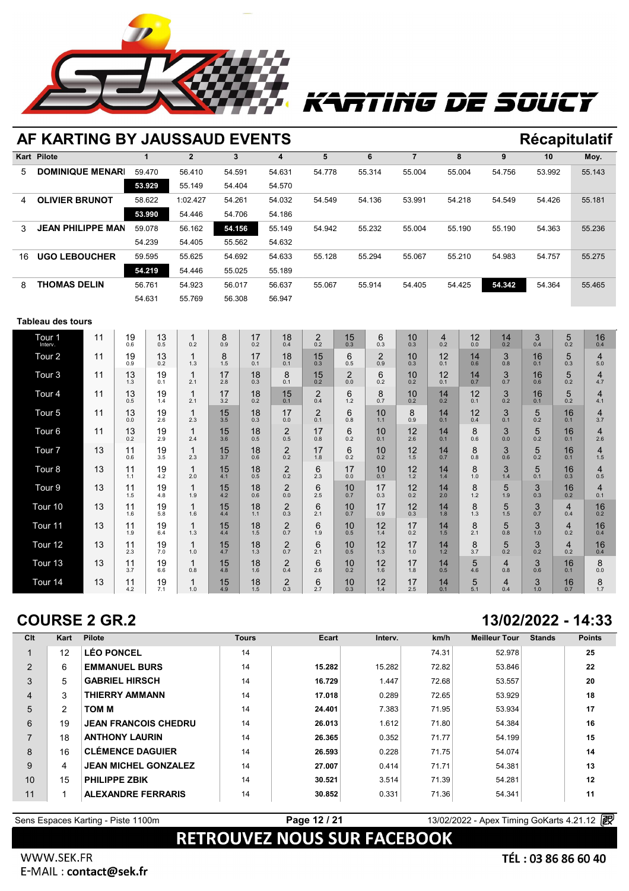KARTING DE SOUCY

## AF KARTING BY JAUSSAUD EVENTS

**Récapitulatif**

| Kart | Pilote | 1 | 2 | 3 | 4 | 5 | 6 | 7 | 8 | 9 | 10 | Moy. |
|---|---|---|---|---|---|---|---|---|---|---|---|---|
| 5 | **DOMINIQUE MENARI** | 59.470 | 56.410 | 54.591 | 54.631 | 54.778 | 55.314 | 55.004 | 55.004 | 54.756 | 53.992 | 55.143 |
| | | **53.929** | 55.149 | 54.404 | 54.570 | | | | | | | |
| 4 | **OLIVIER BRUNOT** | 58.622 | 1:02.427 | 54.261 | 54.032 | 54.549 | 54.136 | 53.991 | 54.218 | 54.549 | 54.426 | 55.181 |
| | | **53.990** | 54.446 | 54.706 | 54.186 | | | | | | | |
| 3 | **JEAN PHILIPPE MAN** | 59.078 | 56.162 | **54.156** | 55.149 | 54.942 | 55.232 | 55.004 | 55.190 | 55.190 | 54.363 | 55.236 |
| | | 54.239 | 54.405 | 55.562 | 54.632 | | | | | | | |
| 16 | **UGO LEBOUCHER** | 59.595 | 55.625 | 54.692 | 54.633 | 55.128 | 55.294 | 55.067 | 55.210 | 54.983 | 54.757 | 55.275 |
| | | **54.219** | 54.446 | 55.025 | 55.189 | | | | | | | |
| 8 | **THOMAS DELIN** | 56.761 | 54.923 | 56.017 | 56.637 | 55.067 | 55.914 | 54.405 | 54.425 | **54.342** | 54.364 | 55.465 |
| | | 54.631 | 55.769 | 56.308 | 56.947 | | | | | | | |

**Tableau des tours**

| Tour | | | | | | | | | | | | | | | | | |
|---|---|---|---|---|---|---|---|---|---|---|---|---|---|---|---|---|---|
| Tour 1 (Interv.) | 11 | 19 (0.6) | 13 (0.5) | 1 (0.2) | 8 (0.9) | 17 (0.2) | 18 (0.4) | 2 (0.2) | 15 (0.3) | 6 (0.3) | 10 (0.3) | 4 (0.2) | 12 (0.0) | 14 (0.2) | 3 (0.4) | 5 (0.2) | 16 (0.4) |
| Tour 2 | 11 | 19 (0.9) | 13 (0.2) | 1 (1.3) | 8 (1.5) | 17 (0.1) | 18 (0.1) | 15 (0.3) | 6 (0.5) | 2 (0.9) | 10 (0.3) | 12 (0.1) | 14 (0.6) | 3 (0.8) | 16 (0.1) | 5 (0.3) | 4 (5.0) |
| Tour 3 | 11 | 13 (1.3) | 19 (0.1) | 1 (2.1) | 17 (2.8) | 18 (0.3) | 8 (0.1) | 15 (0.2) | 2 (0.0) | 6 (0.2) | 10 (0.2) | 12 (0.1) | 14 (0.7) | 3 (0.7) | 16 (0.6) | 5 (0.2) | 4 (4.7) |
| Tour 4 | 11 | 13 (0.5) | 19 (1.4) | 1 (2.1) | 17 (3.2) | 18 (0.2) | 15 (0.1) | 2 (0.4) | 6 (1.2) | 8 (0.7) | 10 (0.2) | 14 (0.2) | 12 (0.1) | 3 (0.2) | 16 (0.1) | 5 (0.2) | 4 (4.1) |
| Tour 5 | 11 | 13 (0.0) | 19 (2.6) | 1 (2.3) | 15 (3.5) | 18 (0.3) | 17 (0.0) | 2 (0.1) | 6 (0.8) | 10 (1.1) | 8 (0.9) | 14 (0.1) | 12 (0.4) | 3 (0.1) | 5 (0.2) | 16 (0.1) | 4 (3.7) |
| Tour 6 | 11 | 13 (0.2) | 19 (2.9) | 1 (2.4) | 15 (3.6) | 18 (0.5) | 2 (0.5) | 17 (0.8) | 6 (0.2) | 10 (0.1) | 12 (2.6) | 14 (0.1) | 8 (0.6) | 3 (0.0) | 5 (0.2) | 16 (0.1) | 4 (2.6) |
| Tour 7 | 13 | 11 (0.6) | 19 (3.5) | 1 (2.3) | 15 (3.7) | 18 (0.6) | 2 (0.2) | 17 (1.8) | 6 (0.2) | 10 (0.2) | 12 (1.5) | 14 (0.7) | 8 (0.8) | 3 (0.6) | 5 (0.2) | 16 (0.1) | 4 (1.5) |
| Tour 8 | 13 | 11 (1.1) | 19 (4.2) | 1 (2.0) | 15 (4.1) | 18 (0.5) | 2 (0.2) | 6 (2.3) | 17 (0.0) | 10 (0.1) | 12 (1.2) | 14 (1.4) | 8 (1.0) | 3 (1.4) | 5 (0.1) | 16 (0.3) | 4 (0.5) |
| Tour 9 | 13 | 11 (1.5) | 19 (4.8) | 1 (1.9) | 15 (4.2) | 18 (0.6) | 2 (0.0) | 6 (2.5) | 10 (0.7) | 17 (0.3) | 12 (0.2) | 14 (2.0) | 8 (1.2) | 5 (1.9) | 3 (0.3) | 16 (0.2) | 4 (0.1) |
| Tour 10 | 13 | 11 (1.6) | 19 (5.8) | 1 (1.6) | 15 (4.4) | 18 (1.1) | 2 (0.3) | 6 (2.1) | 10 (0.7) | 17 (0.9) | 12 (0.3) | 14 (1.8) | 8 (1.3) | 5 (1.5) | 3 (0.7) | 4 (0.4) | 16 (0.2) |
| Tour 11 | 13 | 11 (1.9) | 19 (6.4) | 1 (1.3) | 15 (4.4) | 18 (1.5) | 2 (0.7) | 6 (1.9) | 10 (0.5) | 12 (1.4) | 17 (0.2) | 14 (1.5) | 8 (2.1) | 5 (0.8) | 3 (1.0) | 4 (0.2) | 16 (0.4) |
| Tour 12 | 13 | 11 (2.3) | 19 (7.0) | 1 (1.0) | 15 (4.7) | 18 (1.3) | 2 (0.7) | 6 (2.1) | 10 (0.5) | 12 (1.3) | 17 (1.0) | 14 (1.2) | 8 (3.7) | 5 (0.2) | 3 (0.2) | 4 (0.2) | 16 (0.4) |
| Tour 13 | 13 | 11 (3.7) | 19 (6.6) | 1 (0.8) | 15 (4.8) | 18 (1.6) | 2 (0.4) | 6 (2.6) | 10 (0.2) | 12 (1.6) | 17 (1.8) | 14 (0.5) | 5 (4.6) | 4 (0.8) | 3 (0.6) | 16 (0.1) | 8 (0.0) |
| Tour 14 | 13 | 11 (4.2) | 19 (7.1) | 1 (1.0) | 15 (4.9) | 18 (1.5) | 2 (0.3) | 6 (2.7) | 10 (0.3) | 12 (1.4) | 17 (2.5) | 14 (0.1) | 5 (5.1) | 4 (0.4) | 3 (1.0) | 16 (0.7) | 8 (1.7) |

## COURSE 2 GR.2

**13/02/2022 - 14:33**

| Clt | Kart | Pilote | Tours | Ecart | Interv. | km/h | Meilleur Tour | Stands | Points |
|---|---|---|---|---|---|---|---|---|---|
| 1 | 12 | **LÉO PONCEL** | 14 | | | 74.31 | 52.978 | | **25** |
| 2 | 6 | **EMMANUEL BURS** | 14 | **15.282** | 15.282 | 72.82 | 53.846 | | **22** |
| 3 | 5 | **GABRIEL HIRSCH** | 14 | **16.729** | 1.447 | 72.68 | 53.557 | | **20** |
| 4 | 3 | **THIERRY AMMANN** | 14 | **17.018** | 0.289 | 72.65 | 53.929 | | **18** |
| 5 | 2 | **TOM M** | 14 | **24.401** | 7.383 | 71.95 | 53.934 | | **17** |
| 6 | 19 | **JEAN FRANCOIS CHEDRU** | 14 | **26.013** | 1.612 | 71.80 | 54.384 | | **16** |
| 7 | 18 | **ANTHONY LAURIN** | 14 | **26.365** | 0.352 | 71.77 | 54.199 | | **15** |
| 8 | 16 | **CLÉMENCE DAGUIER** | 14 | **26.593** | 0.228 | 71.75 | 54.074 | | **14** |
| 9 | 4 | **JEAN MICHEL GONZALEZ** | 14 | **27.007** | 0.414 | 71.71 | 54.381 | | **13** |
| 10 | 15 | **PHILIPPE ZBIK** | 14 | **30.521** | 3.514 | 71.39 | 54.281 | | **12** |
| 11 | 1 | **ALEXANDRE FERRARIS** | 14 | **30.852** | 0.331 | 71.36 | 54.341 | | **11** |

Sens Espaces Karting - Piste 1100m | 13/02/2022 - Apex Timing GoKarts 4.21.12

**RETROUVEZ NOUS SUR FACEBOOK**

WWW.SEK.FR
E-MAIL : **contact@sek.fr**

TÉL : 03 86 86 60 40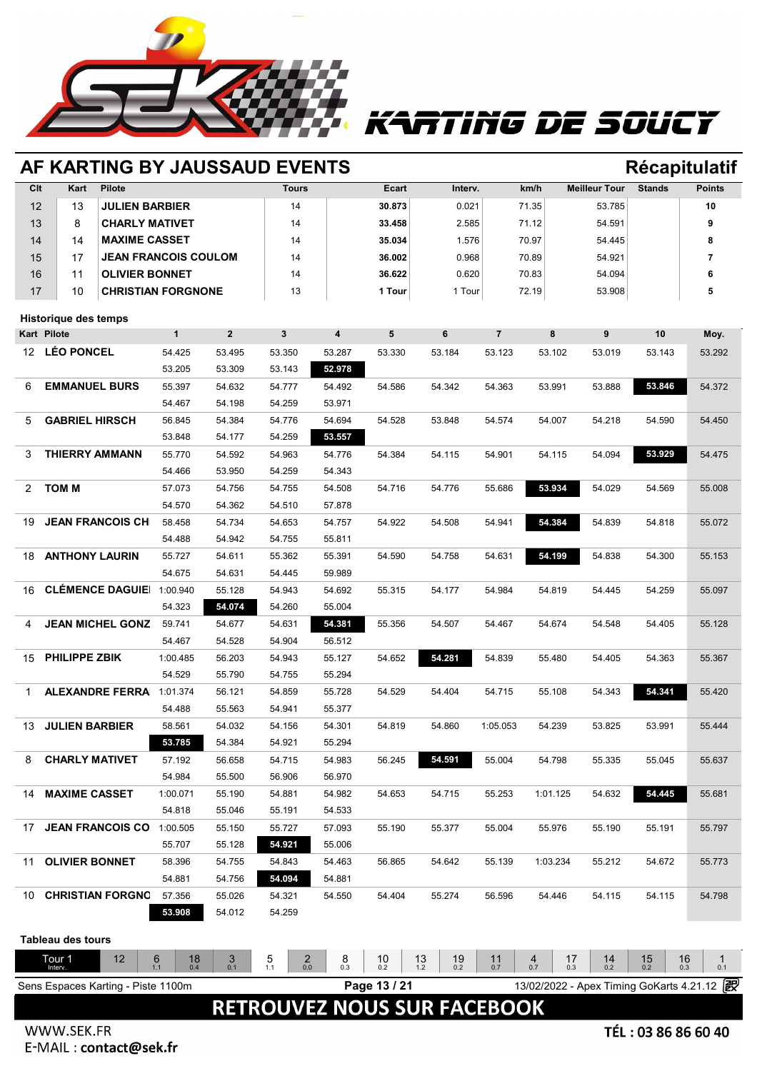# KARTING DE SOUCY

## AF KARTING BY JAUSSAUD EVENTS

**Récapitulatif**

| Clt | Kart | Pilote | Tours | Ecart | Interv. | km/h | Meilleur Tour | Stands | Points |
|---|---|---|---|---|---|---|---|---|---|
| 12 | 13 | JULIEN BARBIER | 14 | 30.873 | 0.021 | 71.35 | 53.785 | | 10 |
| 13 | 8 | CHARLY MATIVET | 14 | 33.458 | 2.585 | 71.12 | 54.591 | | 9 |
| 14 | 14 | MAXIME CASSET | 14 | 35.034 | 1.576 | 70.97 | 54.445 | | 8 |
| 15 | 17 | JEAN FRANCOIS COULOM | 14 | 36.002 | 0.968 | 70.89 | 54.921 | | 7 |
| 16 | 11 | OLIVIER BONNET | 14 | 36.622 | 0.620 | 70.83 | 54.094 | | 6 |
| 17 | 10 | CHRISTIAN FORGNONE | 13 | 1 Tour | 1 Tour | 72.19 | 53.908 | | 5 |

### Historique des temps

| Kart | Pilote | 1 | 2 | 3 | 4 | 5 | 6 | 7 | 8 | 9 | 10 | Moy. |
|---|---|---|---|---|---|---|---|---|---|---|---|---|
| 12 | LÉO PONCEL | 54.425 | 53.495 | 53.350 | 53.287 | 53.330 | 53.184 | 53.123 | 53.102 | 53.019 | 53.143 | 53.292 |
| | | 53.205 | 53.309 | 53.143 | **52.978** | | | | | | | |
| 6 | EMMANUEL BURS | 55.397 | 54.632 | 54.777 | 54.492 | 54.586 | 54.342 | 54.363 | 53.991 | 53.888 | **53.846** | 54.372 |
| | | 54.467 | 54.198 | 54.259 | 53.971 | | | | | | | |
| 5 | GABRIEL HIRSCH | 56.845 | 54.384 | 54.776 | 54.694 | 54.528 | 53.848 | 54.574 | 54.007 | 54.218 | 54.590 | 54.450 |
| | | 53.848 | 54.177 | 54.259 | **53.557** | | | | | | | |
| 3 | THIERRY AMMANN | 55.770 | 54.592 | 54.963 | 54.776 | 54.384 | 54.115 | 54.901 | 54.115 | 54.094 | **53.929** | 54.475 |
| | | 54.466 | 53.950 | 54.259 | 54.343 | | | | | | | |
| 2 | TOM M | 57.073 | 54.756 | 54.755 | 54.508 | 54.716 | 54.776 | 55.686 | **53.934** | 54.029 | 54.569 | 55.008 |
| | | 54.570 | 54.362 | 54.510 | 57.878 | | | | | | | |
| 19 | JEAN FRANCOIS CH | 58.458 | 54.734 | 54.653 | 54.757 | 54.922 | 54.508 | 54.941 | **54.384** | 54.839 | 54.818 | 55.072 |
| | | 54.488 | 54.942 | 54.755 | 55.811 | | | | | | | |
| 18 | ANTHONY LAURIN | 55.727 | 54.611 | 55.362 | 55.391 | 54.590 | 54.758 | 54.631 | **54.199** | 54.838 | 54.300 | 55.153 |
| | | 54.675 | 54.631 | 54.445 | 59.989 | | | | | | | |
| 16 | CLÉMENCE DAGUIE | 1:00.940 | 55.128 | 54.943 | 54.692 | 55.315 | 54.177 | 54.984 | 54.819 | 54.445 | 54.259 | 55.097 |
| | | 54.323 | **54.074** | 54.260 | 55.004 | | | | | | | |
| 4 | JEAN MICHEL GONZ | 59.741 | 54.677 | 54.631 | **54.381** | 55.356 | 54.507 | 54.467 | 54.674 | 54.548 | 54.405 | 55.128 |
| | | 54.467 | 54.528 | 54.904 | 56.512 | | | | | | | |
| 15 | PHILIPPE ZBIK | 1:00.485 | 56.203 | 54.943 | 55.127 | 54.652 | **54.281** | 54.839 | 55.480 | 54.405 | 54.363 | 55.367 |
| | | 54.529 | 55.790 | 54.755 | 55.294 | | | | | | | |
| 1 | ALEXANDRE FERRA | 1:01.374 | 56.121 | 54.859 | 55.728 | 54.529 | 54.404 | 54.715 | 55.108 | 54.343 | **54.341** | 55.420 |
| | | 54.488 | 55.563 | 54.941 | 55.377 | | | | | | | |
| 13 | JULIEN BARBIER | 58.561 | 54.032 | 54.156 | 54.301 | 54.819 | 54.860 | 1:05.053 | 54.239 | 53.825 | 53.991 | 55.444 |
| | | **53.785** | 54.384 | 54.921 | 55.294 | | | | | | | |
| 8 | CHARLY MATIVET | 57.192 | 56.658 | 54.715 | 54.983 | 56.245 | **54.591** | 55.004 | 54.798 | 55.335 | 55.045 | 55.637 |
| | | 54.984 | 55.500 | 56.906 | 56.970 | | | | | | | |
| 14 | MAXIME CASSET | 1:00.071 | 55.190 | 54.881 | 54.982 | 54.653 | 54.715 | 55.253 | 1:01.125 | 54.632 | **54.445** | 55.681 |
| | | 54.818 | 55.046 | 55.191 | 54.533 | | | | | | | |
| 17 | JEAN FRANCOIS CO | 1:00.505 | 55.150 | 55.727 | 57.093 | 55.190 | 55.377 | 55.004 | 55.976 | 55.190 | 55.191 | 55.797 |
| | | 55.707 | 55.128 | **54.921** | 55.006 | | | | | | | |
| 11 | OLIVIER BONNET | 58.396 | 54.755 | 54.843 | 54.463 | 56.865 | 54.642 | 55.139 | 1:03.234 | 55.212 | 54.672 | 55.773 |
| | | 54.881 | 54.756 | **54.094** | 54.881 | | | | | | | |
| 10 | CHRISTIAN FORGNO | 57.356 | 55.026 | 54.321 | 54.550 | 54.404 | 55.274 | 56.596 | 54.446 | 54.115 | 54.115 | 54.798 |
| | | **53.908** | 54.012 | 54.259 | | | | | | | | |

### Tableau des tours

| Tour 1 Interv. | 12 | 6 | 18 | 3 | 5 | 2 | 8 | 10 | 13 | 19 | 11 | 4 | 17 | 14 | 15 | 16 | 1 |
|---|---|---|---|---|---|---|---|---|---|---|---|---|---|---|---|---|---|
| | | 1.1 | 0.4 | 0.1 | 1.1 | 0.0 | 0.3 | 0.2 | 1.2 | 0.2 | 0.7 | 0.7 | 0.3 | 0.2 | 0.2 | 0.3 | 0.1 |

Sens Espaces Karting - Piste 1100m — 13/02/2022 - Apex Timing GoKarts 4.21.12

**RETROUVEZ NOUS SUR FACEBOOK**

WWW.SEK.FR
E-MAIL : **contact@sek.fr**

**TÉL : 03 86 86 60 40**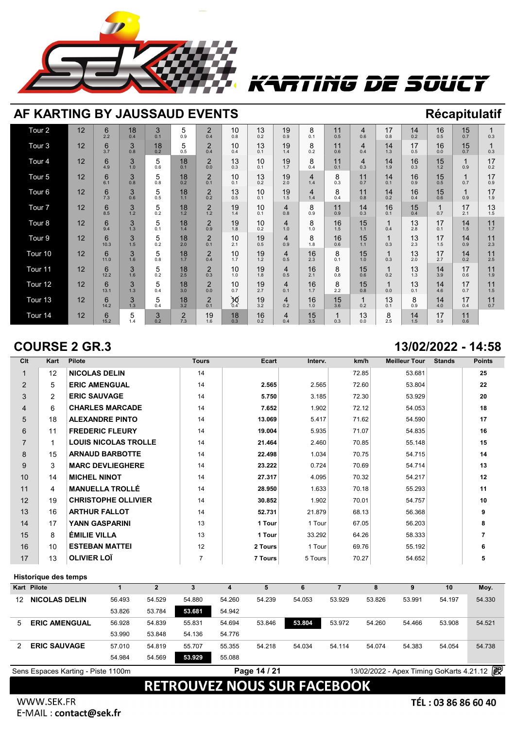# KARTING DE SOUCY

## AF KARTING BY JAUSSAUD EVENTS

**Récapitulatif**

| Tour | | | | | | | | | | | | | | | | | |
|---|---|---|---|---|---|---|---|---|---|---|---|---|---|---|---|---|---|
| Tour 2 | 12 | 6 2.2 | 18 0.4 | 3 0.1 | 5 0.9 | 2 0.4 | 10 0.8 | 13 0.2 | 19 0.9 | 8 0.1 | 11 0.5 | 4 0.6 | 17 0.8 | 14 0.2 | 16 0.5 | 15 0.7 | 1 0.3 |
| Tour 3 | 12 | 6 3.7 | 3 0.8 | 18 0.2 | 5 0.5 | 2 0.4 | 10 0.4 | 13 0.1 | 19 1.4 | 8 0.2 | 11 0.6 | 4 0.4 | 14 1.3 | 17 0.5 | 16 0.0 | 15 0.7 | 1 0.3 |
| Tour 4 | 12 | 6 4.9 | 3 1.0 | 5 0.6 | 18 0.1 | 2 0.0 | 13 0.3 | 10 0.1 | 19 1.7 | 8 0.4 | 11 0.1 | 4 0.3 | 14 1.9 | 16 0.3 | 15 1.2 | 1 0.9 | 17 0.2 |
| Tour 5 | 12 | 6 6.1 | 3 0.8 | 5 0.8 | 18 0.2 | 2 0.1 | 10 0.1 | 13 0.2 | 19 2.0 | 4 1.4 | 8 0.3 | 11 0.7 | 14 0.1 | 16 0.9 | 15 0.5 | 1 0.7 | 17 0.9 |
| Tour 6 | 12 | 6 7.3 | 3 0.6 | 5 0.5 | 18 1.1 | 2 0.2 | 13 0.5 | 10 0.1 | 19 1.5 | 4 1.4 | 8 0.4 | 11 0.8 | 14 0.2 | 16 0.4 | 15 0.6 | 1 0.9 | 17 1.9 |
| Tour 7 | 12 | 6 8.5 | 3 1.2 | 5 0.2 | 18 1.2 | 2 1.2 | 19 1.4 | 10 0.1 | 4 0.8 | 8 0.9 | 11 0.9 | 14 0.3 | 16 0.1 | 15 0.4 | 1 0.7 | 17 2.1 | 13 1.5 |
| Tour 8 | 12 | 6 9.4 | 3 1.3 | 5 0.1 | 18 1.4 | 2 0.9 | 19 1.8 | 10 0.2 | 4 1.0 | 8 1.0 | 16 1.5 | 15 1.1 | 1 0.4 | 13 2.8 | 17 0.1 | 14 1.5 | 11 1.7 |
| Tour 9 | 12 | 6 10.3 | 3 1.5 | 5 0.2 | 18 2.0 | 2 0.1 | 10 2.1 | 19 0.5 | 4 0.9 | 8 1.8 | 16 0.6 | 15 1.1 | 1 0.3 | 13 2.3 | 17 1.5 | 14 0.9 | 11 2.3 |
| Tour 10 | 12 | 6 11.0 | 3 1.6 | 5 0.8 | 18 1.7 | 2 0.4 | 10 1.7 | 19 1.2 | 4 0.5 | 16 2.3 | 8 0.1 | 15 1.0 | 1 0.3 | 13 2.0 | 17 2.7 | 14 0.2 | 11 2.5 |
| Tour 11 | 12 | 6 12.2 | 3 1.6 | 5 0.2 | 18 2.5 | 2 0.3 | 10 1.0 | 19 1.8 | 4 0.5 | 16 2.1 | 8 0.8 | 15 0.6 | 1 0.2 | 13 1.3 | 14 3.9 | 17 0.6 | 11 1.9 |
| Tour 12 | 12 | 6 13.1 | 3 1.3 | 5 0.4 | 18 3.0 | 2 0.0 | 10 0.7 | 19 2.7 | 4 0.1 | 16 1.7 | 8 2.2 | 15 0.8 | 1 0.0 | 13 0.1 | 14 4.6 | 17 0.7 | 11 1.5 |
| Tour 13 | 12 | 6 14.2 | 3 1.3 | 5 0.4 | 18 3.2 | 2 0.1 | 10 0.4 | 19 3.2 | 4 0.2 | 16 1.0 | 15 3.6 | 1 0.2 | 13 0.1 | 8 0.9 | 14 4.0 | 17 0.4 | 11 0.7 |
| Tour 14 | 12 | 6 15.2 | 5 1.4 | 3 0.2 | 2 7.3 | 19 1.6 | 18 0.3 | 16 0.2 | 4 0.4 | 15 3.5 | 1 0.3 | 13 0.0 | 8 2.5 | 14 1.5 | 17 0.9 | 11 0.6 | |

## COURSE 2 GR.3

**13/02/2022 - 14:58**

| Clt | Kart | Pilote | Tours | Ecart | Interv. | km/h | Meilleur Tour | Stands | Points |
|---|---|---|---|---|---|---|---|---|---|
| 1 | 12 | NICOLAS DELIN | 14 | | | 72.85 | 53.681 | | 25 |
| 2 | 5 | ERIC AMENGUAL | 14 | 2.565 | 2.565 | 72.60 | 53.804 | | 22 |
| 3 | 2 | ERIC SAUVAGE | 14 | 5.750 | 3.185 | 72.30 | 53.929 | | 20 |
| 4 | 6 | CHARLES MARCADE | 14 | 7.652 | 1.902 | 72.12 | 54.053 | | 18 |
| 5 | 18 | ALEXANDRE PINTO | 14 | 13.069 | 5.417 | 71.62 | 54.590 | | 17 |
| 6 | 11 | FREDERIC FLEURY | 14 | 19.004 | 5.935 | 71.07 | 54.835 | | 16 |
| 7 | 1 | LOUIS NICOLAS TROLLE | 14 | 21.464 | 2.460 | 70.85 | 55.148 | | 15 |
| 8 | 15 | ARNAUD BARBOTTE | 14 | 22.498 | 1.034 | 70.75 | 54.715 | | 14 |
| 9 | 3 | MARC DEVLIEGHERE | 14 | 23.222 | 0.724 | 70.69 | 54.714 | | 13 |
| 10 | 14 | MICHEL NINOT | 14 | 27.317 | 4.095 | 70.32 | 54.217 | | 12 |
| 11 | 4 | MANUELLA TROLLÉ | 14 | 28.950 | 1.633 | 70.18 | 55.293 | | 11 |
| 12 | 19 | CHRISTOPHE OLLIVIER | 14 | 30.852 | 1.902 | 70.01 | 54.757 | | 10 |
| 13 | 16 | ARTHUR FALLOT | 14 | 52.731 | 21.879 | 68.13 | 56.368 | | 9 |
| 14 | 17 | YANN GASPARINI | 13 | 1 Tour | 1 Tour | 67.05 | 56.203 | | 8 |
| 15 | 8 | ÉMILIE VILLA | 13 | 1 Tour | 33.292 | 64.26 | 58.333 | | 7 |
| 16 | 10 | ESTEBAN MATTEI | 12 | 2 Tours | 1 Tour | 69.76 | 55.192 | | 6 |
| 17 | 13 | OLIVIER LOÏ | 7 | 7 Tours | 5 Tours | 70.27 | 54.652 | | 5 |

### Historique des temps

| Kart | Pilote | 1 | 2 | 3 | 4 | 5 | 6 | 7 | 8 | 9 | 10 | Moy. |
|---|---|---|---|---|---|---|---|---|---|---|---|---|
| 12 | NICOLAS DELIN | 56.493 | 54.529 | 54.880 | 54.260 | 54.239 | 54.053 | 53.929 | 53.826 | 53.991 | 54.197 | 54.330 |
| | | 53.826 | 53.784 | **53.681** | 54.942 | | | | | | | |
| 5 | ERIC AMENGUAL | 56.928 | 54.839 | 55.831 | 54.694 | 53.846 | **53.804** | 53.972 | 54.260 | 54.466 | 53.908 | 54.521 |
| | | 53.990 | 53.848 | 54.136 | 54.776 | | | | | | | |
| 2 | ERIC SAUVAGE | 57.010 | 54.819 | 55.707 | 55.355 | 54.218 | 54.034 | 54.114 | 54.074 | 54.383 | 54.054 | 54.738 |
| | | 54.984 | 54.569 | **53.929** | 55.088 | | | | | | | |

Sens Espaces Karting - Piste 1100m — 13/02/2022 - Apex Timing GoKarts 4.21.12

**RETROUVEZ NOUS SUR FACEBOOK**

WWW.SEK.FR
E-MAIL : **contact@sek.fr**

**TÉL : 03 86 86 60 40**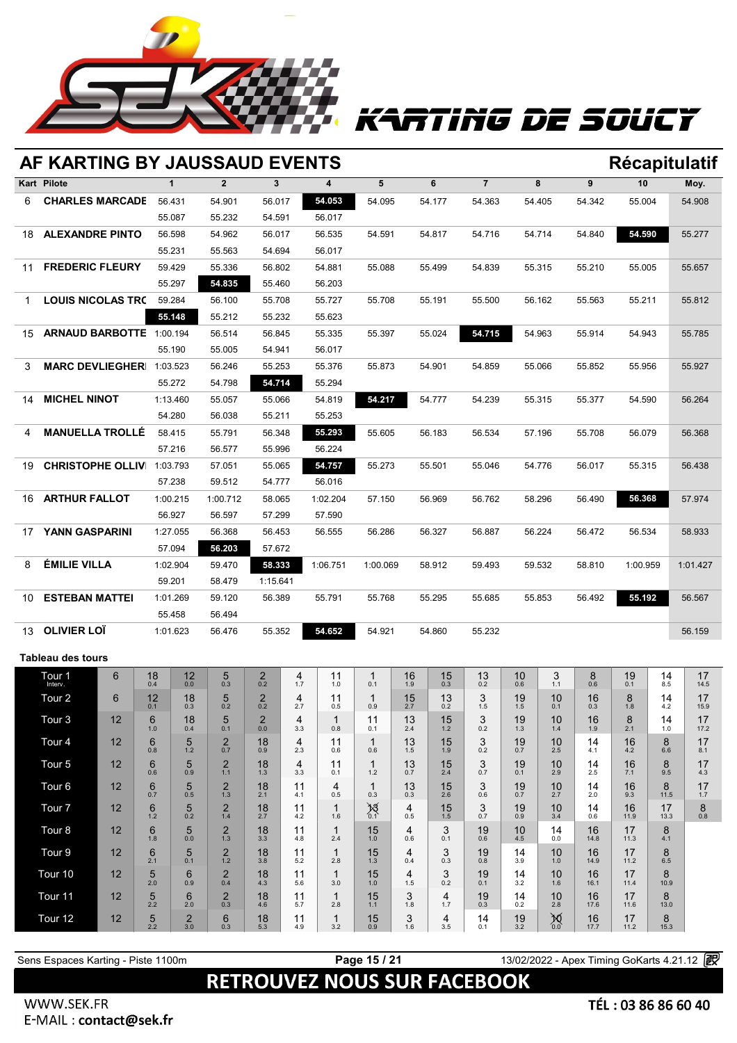KARTING DE SOUCY

## AF KARTING BY JAUSSAUD EVENTS

### Récapitulatif

| Kart | Pilote | 1 | 2 | 3 | 4 | 5 | 6 | 7 | 8 | 9 | 10 | Moy. |
|---|---|---|---|---|---|---|---|---|---|---|---|---|
| 6 | CHARLES MARCADE | 56.431 | 54.901 | 56.017 | **54.053** | 54.095 | 54.177 | 54.363 | 54.405 | 54.342 | 55.004 | 54.908 |
| | | 55.087 | 55.232 | 54.591 | 56.017 | | | | | | | |
| 18 | ALEXANDRE PINTO | 56.598 | 54.962 | 56.017 | 56.535 | 54.591 | 54.817 | 54.716 | 54.714 | 54.840 | **54.590** | 55.277 |
| | | 55.231 | 55.563 | 54.694 | 56.017 | | | | | | | |
| 11 | FREDERIC FLEURY | 59.429 | 55.336 | 56.802 | 54.881 | 55.088 | 55.499 | 54.839 | 55.315 | 55.210 | 55.005 | 55.657 |
| | | 55.297 | **54.835** | 55.460 | 56.203 | | | | | | | |
| 1 | LOUIS NICOLAS TRC | 59.284 | 56.100 | 55.708 | 55.727 | 55.708 | 55.191 | 55.500 | 56.162 | 55.563 | 55.211 | 55.812 |
| | | **55.148** | 55.212 | 55.232 | 55.623 | | | | | | | |
| 15 | ARNAUD BARBOTTE | 1:00.194 | 56.514 | 56.845 | 55.335 | 55.397 | 55.024 | **54.715** | 54.963 | 55.914 | 54.943 | 55.785 |
| | | 55.190 | 55.005 | 54.941 | 56.017 | | | | | | | |
| 3 | MARC DEVLIEGHERI | 1:03.523 | 56.246 | 55.253 | 55.376 | 55.873 | 54.901 | 54.859 | 55.066 | 55.852 | 55.956 | 55.927 |
| | | 55.272 | 54.798 | **54.714** | 55.294 | | | | | | | |
| 14 | MICHEL NINOT | 1:13.460 | 55.057 | 55.066 | 54.819 | **54.217** | 54.777 | 54.239 | 55.315 | 55.377 | 54.590 | 56.264 |
| | | 54.280 | 56.038 | 55.211 | 55.253 | | | | | | | |
| 4 | MANUELLA TROLLÉ | 58.415 | 55.791 | 56.348 | **55.293** | 55.605 | 56.183 | 56.534 | 57.196 | 55.708 | 56.079 | 56.368 |
| | | 57.216 | 56.577 | 55.996 | 56.224 | | | | | | | |
| 19 | CHRISTOPHE OLLIVI | 1:03.793 | 57.051 | 55.065 | **54.757** | 55.273 | 55.501 | 55.046 | 54.776 | 56.017 | 55.315 | 56.438 |
| | | 57.238 | 59.512 | 54.777 | 56.016 | | | | | | | |
| 16 | ARTHUR FALLOT | 1:00.215 | 1:00.712 | 58.065 | 1:02.204 | 57.150 | 56.969 | 56.762 | 58.296 | 56.490 | **56.368** | 57.974 |
| | | 56.927 | 56.597 | 57.299 | 57.590 | | | | | | | |
| 17 | YANN GASPARINI | 1:27.055 | 56.368 | 56.453 | 56.555 | 56.286 | 56.327 | 56.887 | 56.224 | 56.472 | 56.534 | 58.933 |
| | | 57.094 | **56.203** | 57.672 | | | | | | | | |
| 8 | ÉMILIE VILLA | 1:02.904 | 59.470 | **58.333** | 1:06.751 | 1:00.069 | 58.912 | 59.493 | 59.532 | 58.810 | 1:00.959 | 1:01.427 |
| | | 59.201 | 58.479 | 1:15.641 | | | | | | | | |
| 10 | ESTEBAN MATTEI | 1:01.269 | 59.120 | 56.389 | 55.791 | 55.768 | 55.295 | 55.685 | 55.853 | 56.492 | **55.192** | 56.567 |
| | | 55.458 | 56.494 | | | | | | | | | |
| 13 | OLIVIER LOÏ | 1:01.623 | 56.476 | 55.352 | **54.652** | 54.921 | 54.860 | 55.232 | | | | 56.159 |

### Tableau des tours

| Tour | Leader | P1 | P2 | P3 | P4 | P5 | P6 | P7 | P8 | P9 | P10 | P11 | P12 | P13 | P14 | P15 |
|---|---|---|---|---|---|---|---|---|---|---|---|---|---|---|---|---|
| Tour 1 (Interv.) | 6 | 18 (0.4) | 12 (0.0) | 5 (0.3) | 2 (0.2) | 4 (1.7) | 11 (1.0) | 1 (0.1) | 16 (1.9) | 15 (0.3) | 13 (0.2) | 10 (0.6) | 3 (1.1) | 8 (0.6) | 19 (0.1) | 14 (8.5) | 17 (14.5) |
| Tour 2 | 6 | 12 (0.1) | 18 (0.3) | 5 (0.2) | 2 (0.2) | 4 (2.7) | 11 (0.5) | 1 (0.9) | 15 (2.7) | 13 (0.2) | 3 (1.5) | 19 (1.5) | 10 (0.1) | 16 (0.3) | 8 (1.8) | 14 (4.2) | 17 (15.9) |
| Tour 3 | 12 | 6 (1.0) | 18 (0.4) | 5 (0.1) | 2 (0.0) | 4 (3.3) | 1 (0.8) | 11 (0.1) | 13 (2.4) | 15 (1.2) | 3 (0.2) | 19 (1.3) | 10 (1.4) | 16 (1.9) | 8 (2.1) | 14 (1.0) | 17 (17.2) |
| Tour 4 | 12 | 6 (0.8) | 5 (1.2) | 2 (0.7) | 18 (0.9) | 4 (2.3) | 11 (0.6) | 1 (0.6) | 13 (1.5) | 15 (1.9) | 3 (0.2) | 19 (0.7) | 10 (2.5) | 14 (4.1) | 16 (4.2) | 8 (6.6) | 17 (8.1) |
| Tour 5 | 12 | 6 (0.6) | 5 (0.9) | 2 (1.1) | 18 (1.3) | 4 (3.3) | 11 (0.1) | 1 (1.2) | 13 (0.7) | 15 (2.4) | 3 (0.7) | 19 (0.1) | 10 (2.9) | 14 (2.5) | 16 (7.1) | 8 (9.5) | 17 (4.3) |
| Tour 6 | 12 | 6 (0.7) | 5 (0.5) | 2 (1.3) | 18 (2.1) | 11 (4.1) | 4 (0.5) | 1 (0.3) | 13 (0.3) | 15 (2.6) | 3 (0.6) | 19 (0.7) | 10 (2.7) | 14 (2.0) | 16 (9.3) | 8 (11.5) | 17 (1.7) |
| Tour 7 | 12 | 6 (1.2) | 5 (0.2) | 2 (1.4) | 18 (2.7) | 11 (4.2) | 1 (1.6) | 13 (0.1) | 4 (0.5) | 15 (1.5) | 3 (0.7) | 19 (0.9) | 10 (3.4) | 14 (0.6) | 16 (11.9) | 17 (13.3) | 8 (0.8) |
| Tour 8 | 12 | 6 (1.8) | 5 (0.0) | 2 (1.3) | 18 (3.3) | 11 (4.8) | 1 (2.4) | 15 (1.0) | 4 (0.6) | 3 (0.1) | 19 (0.6) | 10 (4.5) | 14 (0.0) | 16 (14.8) | 17 (11.3) | 8 (4.1) | |
| Tour 9 | 12 | 6 (2.1) | 5 (0.1) | 2 (1.2) | 18 (3.8) | 11 (5.2) | 1 (2.8) | 15 (1.3) | 4 (0.4) | 3 (0.3) | 19 (0.8) | 14 (3.9) | 10 (1.0) | 16 (14.9) | 17 (11.2) | 8 (6.5) | |
| Tour 10 | 12 | 5 (2.0) | 6 (0.9) | 2 (0.4) | 18 (4.3) | 11 (5.6) | 1 (3.0) | 15 (1.0) | 4 (1.5) | 3 (0.2) | 19 (0.1) | 14 (3.2) | 10 (1.6) | 16 (16.1) | 17 (11.4) | 8 (10.9) | |
| Tour 11 | 12 | 5 (2.2) | 6 (2.0) | 2 (0.3) | 18 (4.6) | 11 (5.7) | 1 (2.8) | 15 (1.1) | 3 (1.8) | 4 (1.7) | 19 (0.3) | 14 (0.2) | 10 (2.8) | 16 (17.6) | 17 (11.6) | 8 (13.0) | |
| Tour 12 | 12 | 5 (2.2) | 2 (3.0) | 6 (0.3) | 18 (5.3) | 11 (4.9) | 1 (3.2) | 15 (0.9) | 3 (1.6) | 4 (3.5) | 14 (0.1) | 19 (3.2) | 10 (0.0) | 16 (17.7) | 17 (11.2) | 8 (15.3) | |

Sens Espaces Karting - Piste 1100m — 13/02/2022 - Apex Timing GoKarts 4.21.12

RETROUVEZ NOUS SUR FACEBOOK

WWW.SEK.FR
E-MAIL : **contact@sek.fr**

TÉL : 03 86 86 60 40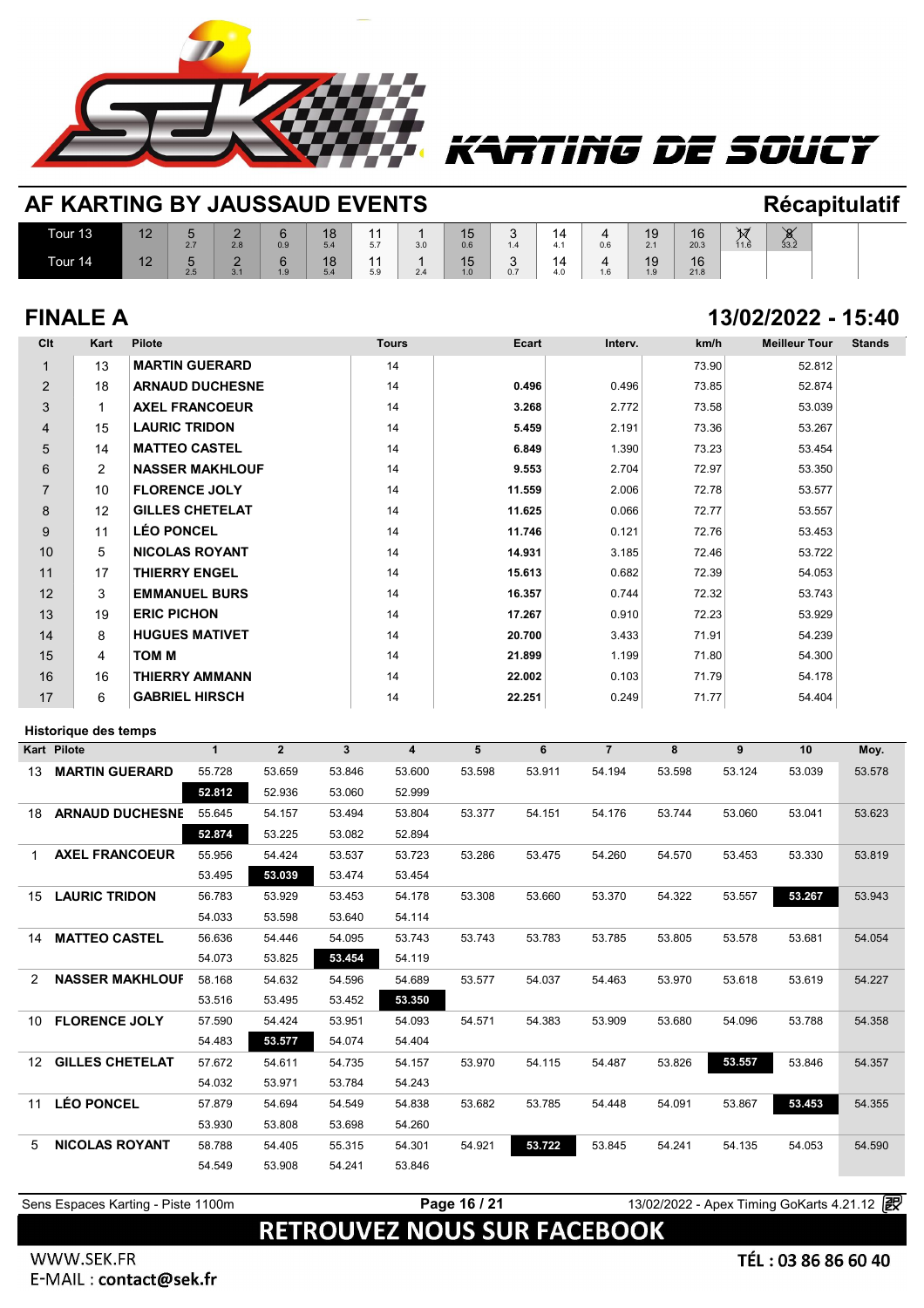KARTING DE SOUCY

## AF KARTING BY JAUSSAUD EVENTS

**Récapitulatif**

| | | | | | | | | | | | | | | | |
|---|---|---|---|---|---|---|---|---|---|---|---|---|---|---|---|
| Tour 13 | 12 | 5 2.7 | 2 2.8 | 6 0.9 | 18 5.4 | 11 5.7 | 1 3.0 | 15 0.6 | 3 1.4 | 14 4.1 | 4 0.6 | 19 2.1 | 16 20.3 | 17 11.6 | 8 33.2 |
| Tour 14 | 12 | 5 2.5 | 2 3.1 | 6 1.9 | 18 5.4 | 11 5.9 | 1 2.4 | 15 1.0 | 3 0.7 | 14 4.0 | 4 1.6 | 19 1.9 | 16 21.8 | | |

## FINALE A

**13/02/2022 - 15:40**

| Clt | Kart | Pilote | Tours | Ecart | Interv. | km/h | Meilleur Tour | Stands |
|---|---|---|---|---|---|---|---|---|
| 1 | 13 | MARTIN GUERARD | 14 | | | 73.90 | 52.812 | |
| 2 | 18 | ARNAUD DUCHESNE | 14 | 0.496 | 0.496 | 73.85 | 52.874 | |
| 3 | 1 | AXEL FRANCOEUR | 14 | 3.268 | 2.772 | 73.58 | 53.039 | |
| 4 | 15 | LAURIC TRIDON | 14 | 5.459 | 2.191 | 73.36 | 53.267 | |
| 5 | 14 | MATTEO CASTEL | 14 | 6.849 | 1.390 | 73.23 | 53.454 | |
| 6 | 2 | NASSER MAKHLOUF | 14 | 9.553 | 2.704 | 72.97 | 53.350 | |
| 7 | 10 | FLORENCE JOLY | 14 | 11.559 | 2.006 | 72.78 | 53.577 | |
| 8 | 12 | GILLES CHETELAT | 14 | 11.625 | 0.066 | 72.77 | 53.557 | |
| 9 | 11 | LÉO PONCEL | 14 | 11.746 | 0.121 | 72.76 | 53.453 | |
| 10 | 5 | NICOLAS ROYANT | 14 | 14.931 | 3.185 | 72.46 | 53.722 | |
| 11 | 17 | THIERRY ENGEL | 14 | 15.613 | 0.682 | 72.39 | 54.053 | |
| 12 | 3 | EMMANUEL BURS | 14 | 16.357 | 0.744 | 72.32 | 53.743 | |
| 13 | 19 | ERIC PICHON | 14 | 17.267 | 0.910 | 72.23 | 53.929 | |
| 14 | 8 | HUGUES MATIVET | 14 | 20.700 | 3.433 | 71.91 | 54.239 | |
| 15 | 4 | TOM M | 14 | 21.899 | 1.199 | 71.80 | 54.300 | |
| 16 | 16 | THIERRY AMMANN | 14 | 22.002 | 0.103 | 71.79 | 54.178 | |
| 17 | 6 | GABRIEL HIRSCH | 14 | 22.251 | 0.249 | 71.77 | 54.404 | |

### Historique des temps

| Kart | Pilote | 1 | 2 | 3 | 4 | 5 | 6 | 7 | 8 | 9 | 10 | Moy. |
|---|---|---|---|---|---|---|---|---|---|---|---|---|
| 13 | MARTIN GUERARD | 55.728 | 53.659 | 53.846 | 53.600 | 53.598 | 53.911 | 54.194 | 53.598 | 53.124 | 53.039 | 53.578 |
| | | **52.812** | 52.936 | 53.060 | 52.999 | | | | | | | |
| 18 | ARNAUD DUCHESNE | 55.645 | 54.157 | 53.494 | 53.804 | 53.377 | 54.151 | 54.176 | 53.744 | 53.060 | 53.041 | 53.623 |
| | | **52.874** | 53.225 | 53.082 | 52.894 | | | | | | | |
| 1 | AXEL FRANCOEUR | 55.956 | 54.424 | 53.537 | 53.723 | 53.286 | 53.475 | 54.260 | 54.570 | 53.453 | 53.330 | 53.819 |
| | | 53.495 | **53.039** | 53.474 | 53.454 | | | | | | | |
| 15 | LAURIC TRIDON | 56.783 | 53.929 | 53.453 | 54.178 | 53.308 | 53.660 | 53.370 | 54.322 | 53.557 | **53.267** | 53.943 |
| | | 54.033 | 53.598 | 53.640 | 54.114 | | | | | | | |
| 14 | MATTEO CASTEL | 56.636 | 54.446 | 54.095 | 53.743 | 53.743 | 53.783 | 53.785 | 53.805 | 53.578 | 53.681 | 54.054 |
| | | 54.073 | 53.825 | **53.454** | 54.119 | | | | | | | |
| 2 | NASSER MAKHLOUF | 58.168 | 54.632 | 54.596 | 54.689 | 53.577 | 54.037 | 54.463 | 53.970 | 53.618 | 53.619 | 54.227 |
| | | 53.516 | 53.495 | 53.452 | **53.350** | | | | | | | |
| 10 | FLORENCE JOLY | 57.590 | 54.424 | 53.951 | 54.093 | 54.571 | 54.383 | 53.909 | 53.680 | 54.096 | 53.788 | 54.358 |
| | | 54.483 | **53.577** | 54.074 | 54.404 | | | | | | | |
| 12 | GILLES CHETELAT | 57.672 | 54.611 | 54.735 | 54.157 | 53.970 | 54.115 | 54.487 | 53.826 | **53.557** | 53.846 | 54.357 |
| | | 54.032 | 53.971 | 53.784 | 54.243 | | | | | | | |
| 11 | LÉO PONCEL | 57.879 | 54.694 | 54.549 | 54.838 | 53.682 | 53.785 | 54.448 | 54.091 | 53.867 | **53.453** | 54.355 |
| | | 53.930 | 53.808 | 53.698 | 54.260 | | | | | | | |
| 5 | NICOLAS ROYANT | 58.788 | 54.405 | 55.315 | 54.301 | 54.921 | **53.722** | 53.845 | 54.241 | 54.135 | 54.053 | 54.590 |
| | | 54.549 | 53.908 | 54.241 | 53.846 | | | | | | | |

Sens Espaces Karting - Piste 1100m

13/02/2022 - Apex Timing GoKarts 4.21.12

RETROUVEZ NOUS SUR FACEBOOK

WWW.SEK.FR
E-MAIL : **contact@sek.fr**

**TÉL : 03 86 86 60 40**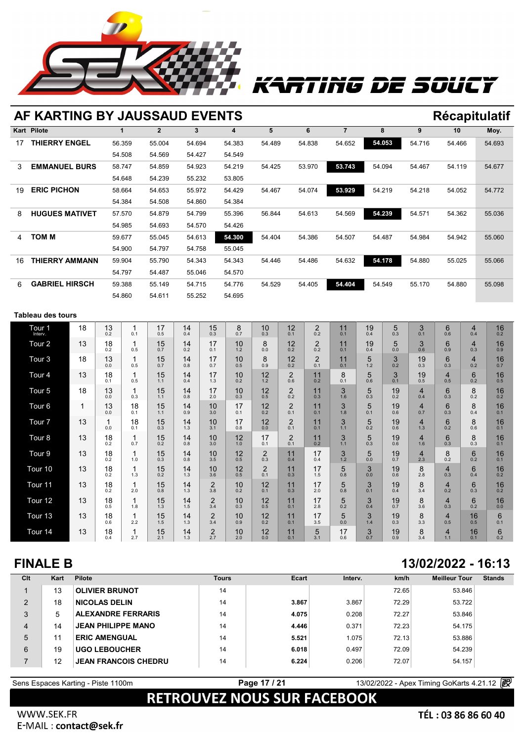# AF KARTING BY JAUSSAUD EVENTS

## Récapitulatif

| Kart | Pilote | 1 | 2 | 3 | 4 | 5 | 6 | 7 | 8 | 9 | 10 | Moy. |
|---|---|---|---|---|---|---|---|---|---|---|---|---|
| 17 | THIERRY ENGEL | 56.359 | 55.004 | 54.694 | 54.383 | 54.489 | 54.838 | 54.652 | **54.053** | 54.716 | 54.466 | 54.693 |
| | | 54.508 | 54.569 | 54.427 | 54.549 | | | | | | | |
| 3 | EMMANUEL BURS | 58.747 | 54.859 | 54.923 | 54.219 | 54.425 | 53.970 | **53.743** | 54.094 | 54.467 | 54.119 | 54.677 |
| | | 54.648 | 54.239 | 55.232 | 53.805 | | | | | | | |
| 19 | ERIC PICHON | 58.664 | 54.653 | 55.972 | 54.429 | 54.467 | 54.074 | **53.929** | 54.219 | 54.218 | 54.052 | 54.772 |
| | | 54.384 | 54.508 | 54.860 | 54.384 | | | | | | | |
| 8 | HUGUES MATIVET | 57.570 | 54.879 | 54.799 | 55.396 | 56.844 | 54.613 | 54.569 | **54.239** | 54.571 | 54.362 | 55.036 |
| | | 54.985 | 54.693 | 54.570 | 54.426 | | | | | | | |
| 4 | TOM M | 59.677 | 55.045 | 54.613 | **54.300** | 54.404 | 54.386 | 54.507 | 54.487 | 54.984 | 54.942 | 55.060 |
| | | 54.900 | 54.797 | 54.758 | 55.045 | | | | | | | |
| 16 | THIERRY AMMANN | 59.904 | 55.790 | 54.343 | 54.343 | 54.446 | 54.486 | 54.632 | **54.178** | 54.880 | 55.025 | 55.066 |
| | | 54.797 | 54.487 | 55.046 | 54.570 | | | | | | | |
| 6 | GABRIEL HIRSCH | 59.388 | 55.149 | 54.715 | 54.776 | 54.529 | 54.405 | **54.404** | 54.549 | 55.170 | 54.880 | 55.098 |
| | | 54.860 | 54.611 | 55.252 | 54.695 | | | | | | | |

### Tableau des tours

| Tour | | | | | | | | | | | | | | | | | |
|---|---|---|---|---|---|---|---|---|---|---|---|---|---|---|---|---|---|
| Tour 1 (Interv.) | 18 | 13 (0.2) | 1 (0.1) | 17 (0.5) | 14 (0.4) | 15 (0.3) | 8 (0.7) | 10 (0.3) | 12 (0.1) | 2 (0.2) | 11 (0.1) | 19 (0.4) | 5 (0.3) | 3 (0.1) | 6 (0.6) | 4 (0.4) | 16 (0.2) |
| Tour 2 | 13 | 18 (0.2) | 1 (0.5) | 15 (0.7) | 14 (0.2) | 17 (0.1) | 10 (1.2) | 8 (0.0) | 12 (0.2) | 2 (0.2) | 11 (0.1) | 19 (0.4) | 5 (0.0) | 3 (0.6) | 6 (0.9) | 4 (0.3) | 16 (0.9) |
| Tour 3 | 18 | 13 (0.0) | 1 (0.5) | 15 (0.7) | 14 (0.8) | 17 (0.7) | 10 (0.5) | 8 (0.9) | 12 (0.2) | 2 (0.1) | 11 (0.1) | 5 (1.2) | 3 (0.2) | 19 (0.3) | 6 (0.3) | 4 (0.2) | 16 (0.7) |
| Tour 4 | 13 | 18 (0.1) | 1 (0.5) | 15 (1.1) | 14 (0.4) | 17 (1.3) | 10 (0.2) | 12 (1.2) | 2 (0.6) | 11 (0.2) | 8 (0.1) | 5 (0.6) | 3 (0.1) | 19 (0.5) | 4 (0.5) | 6 (0.2) | 16 (0.5) |
| Tour 5 | 18 | 13 (0.0) | 1 (0.3) | 15 (1.1) | 14 (0.8) | 17 (2.0) | 10 (0.3) | 12 (0.5) | 2 (0.2) | 11 (0.3) | 3 (1.6) | 5 (0.3) | 19 (0.2) | 4 (0.4) | 6 (0.3) | 8 (0.2) | 16 (0.2) |
| Tour 6 | 1 | 13 (0.0) | 18 (0.1) | 15 (1.1) | 14 (0.9) | 10 (3.0) | 17 (0.1) | 12 (0.2) | 2 (0.1) | 11 (0.1) | 3 (1.8) | 5 (0.1) | 19 (0.6) | 4 (0.7) | 6 (0.3) | 8 (0.4) | 16 (0.1) |
| Tour 7 | 13 | 1 (0.0) | 18 (0.1) | 15 (0.3) | 14 (1.3) | 10 (3.1) | 17 (0.8) | 12 (0.0) | 2 (0.1) | 11 (0.1) | 3 (1.1) | 5 (0.2) | 19 (0.6) | 4 (1.3) | 6 (0.2) | 8 (0.6) | 16 (0.1) |
| Tour 8 | 13 | 18 (0.2) | 1 (0.7) | 15 (0.2) | 14 (0.8) | 10 (3.0) | 12 (1.0) | 17 (0.1) | 2 (0.1) | 11 (0.2) | 3 (1.1) | 5 (0.3) | 19 (0.6) | 4 (1.6) | 6 (0.3) | 8 (0.3) | 16 (0.1) |
| Tour 9 | 13 | 18 (0.2) | 1 (1.0) | 15 (0.3) | 14 (0.8) | 10 (3.5) | 12 (0.5) | 2 (0.3) | 11 (0.4) | 17 (0.4) | 3 (1.2) | 5 (0.0) | 19 (0.7) | 4 (2.3) | 8 (0.2) | 6 (0.2) | 16 (0.1) |
| Tour 10 | 13 | 18 (0.2) | 1 (1.3) | 15 (0.2) | 14 (1.3) | 10 (3.6) | 12 (0.5) | 2 (0.1) | 11 (0.3) | 17 (1.5) | 5 (0.8) | 3 (0.0) | 19 (0.6) | 8 (2.8) | 4 (0.3) | 6 (0.4) | 16 (0.2) |
| Tour 11 | 13 | 18 (0.2) | 1 (2.0) | 15 (0.8) | 14 (1.3) | 2 (3.8) | 10 (0.2) | 12 (0.1) | 11 (0.3) | 17 (2.0) | 5 (0.8) | 3 (0.1) | 19 (0.4) | 8 (3.4) | 4 (0.2) | 6 (0.3) | 16 (0.2) |
| Tour 12 | 13 | 18 (0.5) | 1 (1.8) | 15 (1.3) | 14 (1.5) | 2 (3.4) | 10 (0.3) | 12 (0.5) | 11 (0.1) | 17 (2.8) | 5 (0.2) | 3 (0.4) | 19 (0.7) | 8 (3.6) | 4 (0.3) | 6 (0.2) | 16 (0.0) |
| Tour 13 | 13 | 18 (0.6) | 1 (2.2) | 15 (1.5) | 14 (1.3) | 2 (3.4) | 10 (0.9) | 12 (0.2) | 11 (0.1) | 17 (3.5) | 5 (0.0) | 3 (1.4) | 19 (0.3) | 8 (3.3) | 4 (0.5) | 16 (0.5) | 6 (0.1) |
| Tour 14 | 13 | 18 (0.4) | 1 (2.7) | 15 (2.1) | 14 (1.3) | 2 (2.7) | 10 (2.0) | 12 (0.0) | 11 (0.1) | 5 (3.1) | 17 (0.6) | 3 (0.7) | 19 (0.9) | 8 (3.4) | 4 (1.1) | 16 (0.1) | 6 (0.2) |

# FINALE B

**13/02/2022 - 16:13**

| Clt | Kart | Pilote | Tours | Ecart | Interv. | km/h | Meilleur Tour | Stands |
|---|---|---|---|---|---|---|---|---|
| 1 | 13 | OLIVIER BRUNOT | 14 | | | 72.65 | 53.846 | |
| 2 | 18 | NICOLAS DELIN | 14 | **3.867** | 3.867 | 72.29 | 53.722 | |
| 3 | 5 | ALEXANDRE FERRARIS | 14 | **4.075** | 0.208 | 72.27 | 53.846 | |
| 4 | 14 | JEAN PHILIPPE MANO | 14 | **4.446** | 0.371 | 72.23 | 54.175 | |
| 5 | 11 | ERIC AMENGUAL | 14 | **5.521** | 1.075 | 72.13 | 53.886 | |
| 6 | 19 | UGO LEBOUCHER | 14 | **6.018** | 0.497 | 72.09 | 54.239 | |
| 7 | 12 | JEAN FRANCOIS CHEDRU | 14 | **6.224** | 0.206 | 72.07 | 54.157 | |

Sens Espaces Karting - Piste 1100m — 13/02/2022 - Apex Timing GoKarts 4.21.12

**RETROUVEZ NOUS SUR FACEBOOK**

WWW.SEK.FR
E-MAIL : **contact@sek.fr**

**TÉL : 03 86 86 60 40**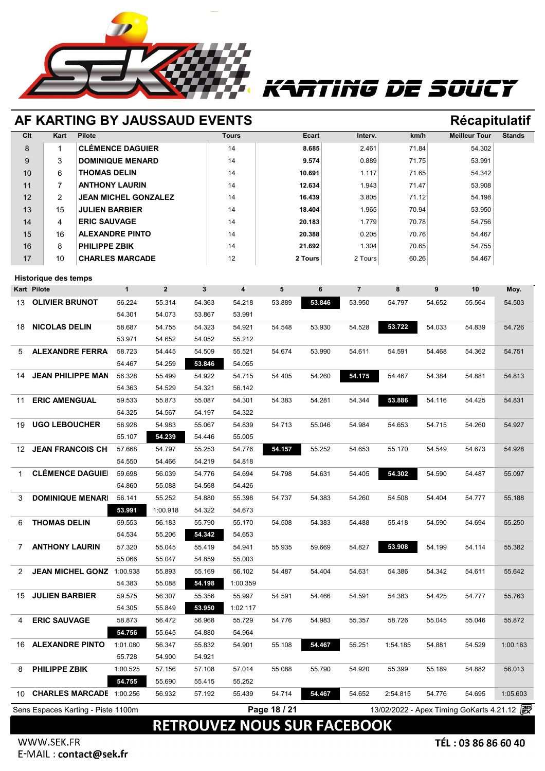KARTING DE SOUCY

## AF KARTING BY JAUSSAUD EVENTS

**Récapitulatif**

| Clt | Kart | Pilote | Tours | Ecart | Interv. | km/h | Meilleur Tour | Stands |
|---|---|---|---|---|---|---|---|---|
| 8 | 1 | CLÉMENCE DAGUIER | 14 | 8.685 | 2.461 | 71.84 | 54.302 | |
| 9 | 3 | DOMINIQUE MENARD | 14 | 9.574 | 0.889 | 71.75 | 53.991 | |
| 10 | 6 | THOMAS DELIN | 14 | 10.691 | 1.117 | 71.65 | 54.342 | |
| 11 | 7 | ANTHONY LAURIN | 14 | 12.634 | 1.943 | 71.47 | 53.908 | |
| 12 | 2 | JEAN MICHEL GONZALEZ | 14 | 16.439 | 3.805 | 71.12 | 54.198 | |
| 13 | 15 | JULIEN BARBIER | 14 | 18.404 | 1.965 | 70.94 | 53.950 | |
| 14 | 4 | ERIC SAUVAGE | 14 | 20.183 | 1.779 | 70.78 | 54.756 | |
| 15 | 16 | ALEXANDRE PINTO | 14 | 20.388 | 0.205 | 70.76 | 54.467 | |
| 16 | 8 | PHILIPPE ZBIK | 14 | 21.692 | 1.304 | 70.65 | 54.755 | |
| 17 | 10 | CHARLES MARCADE | 12 | 2 Tours | 2 Tours | 60.26 | 54.467 | |

### Historique des temps

| Kart | Pilote | 1 | 2 | 3 | 4 | 5 | 6 | 7 | 8 | 9 | 10 | Moy. |
|---|---|---|---|---|---|---|---|---|---|---|---|---|
| 13 | OLIVIER BRUNOT | 56.224 | 55.314 | 54.363 | 54.218 | 53.889 | **53.846** | 53.950 | 54.797 | 54.652 | 55.564 | 54.503 |
| | | 54.301 | 54.073 | 53.867 | 53.991 | | | | | | | |
| 18 | NICOLAS DELIN | 58.687 | 54.755 | 54.323 | 54.921 | 54.548 | 53.930 | 54.528 | **53.722** | 54.033 | 54.839 | 54.726 |
| | | 53.971 | 54.652 | 54.052 | 55.212 | | | | | | | |
| 5 | ALEXANDRE FERRA | 58.723 | 54.445 | 54.509 | 55.521 | 54.674 | 53.990 | 54.611 | 54.591 | 54.468 | 54.362 | 54.751 |
| | | 54.467 | 54.259 | **53.846** | 54.055 | | | | | | | |
| 14 | JEAN PHILIPPE MAN | 56.328 | 55.499 | 54.922 | 54.715 | 54.405 | 54.260 | **54.175** | 54.467 | 54.384 | 54.881 | 54.813 |
| | | 54.363 | 54.529 | 54.321 | 56.142 | | | | | | | |
| 11 | ERIC AMENGUAL | 59.533 | 55.873 | 55.087 | 54.301 | 54.383 | 54.281 | 54.344 | **53.886** | 54.116 | 54.425 | 54.831 |
| | | 54.325 | 54.567 | 54.197 | 54.322 | | | | | | | |
| 19 | UGO LEBOUCHER | 56.928 | 54.983 | 55.067 | 54.839 | 54.713 | 55.046 | 54.984 | 54.653 | 54.715 | 54.260 | 54.927 |
| | | 55.107 | **54.239** | 54.446 | 55.005 | | | | | | | |
| 12 | JEAN FRANCOIS CH | 57.668 | 54.797 | 55.253 | 54.776 | **54.157** | 55.252 | 54.653 | 55.170 | 54.549 | 54.673 | 54.928 |
| | | 54.550 | 54.466 | 54.219 | 54.818 | | | | | | | |
| 1 | CLÉMENCE DAGUIE | 59.698 | 56.039 | 54.776 | 54.694 | 54.798 | 54.631 | 54.405 | **54.302** | 54.590 | 54.487 | 55.097 |
| | | 54.860 | 55.088 | 54.568 | 54.426 | | | | | | | |
| 3 | DOMINIQUE MENARI | 56.141 | 55.252 | 54.880 | 55.398 | 54.737 | 54.383 | 54.260 | 54.508 | 54.404 | 54.777 | 55.188 |
| | | **53.991** | 1:00.918 | 54.322 | 54.673 | | | | | | | |
| 6 | THOMAS DELIN | 59.553 | 56.183 | 55.790 | 55.170 | 54.508 | 54.383 | 54.488 | 55.418 | 54.590 | 54.694 | 55.250 |
| | | 54.534 | 55.206 | **54.342** | 54.653 | | | | | | | |
| 7 | ANTHONY LAURIN | 57.320 | 55.045 | 55.419 | 54.941 | 55.935 | 59.669 | 54.827 | **53.908** | 54.199 | 54.114 | 55.382 |
| | | 55.066 | 55.047 | 54.859 | 55.003 | | | | | | | |
| 2 | JEAN MICHEL GONZ | 1:00.938 | 55.893 | 55.169 | 56.102 | 54.487 | 54.404 | 54.631 | 54.386 | 54.342 | 54.611 | 55.642 |
| | | 54.383 | 55.088 | **54.198** | 1:00.359 | | | | | | | |
| 15 | JULIEN BARBIER | 59.575 | 56.307 | 55.356 | 55.997 | 54.591 | 54.466 | 54.591 | 54.383 | 54.425 | 54.777 | 55.763 |
| | | 54.305 | 55.849 | **53.950** | 1:02.117 | | | | | | | |
| 4 | ERIC SAUVAGE | 58.873 | 56.472 | 56.968 | 55.729 | 54.776 | 54.983 | 55.357 | 58.726 | 55.045 | 55.046 | 55.872 |
| | | **54.756** | 55.645 | 54.880 | 54.964 | | | | | | | |
| 16 | ALEXANDRE PINTO | 1:01.080 | 56.347 | 55.832 | 54.901 | 55.108 | **54.467** | 55.251 | 1:54.185 | 54.881 | 54.529 | 1:00.163 |
| | | 55.728 | 54.900 | 54.921 | | | | | | | | |
| 8 | PHILIPPE ZBIK | 1:00.525 | 57.156 | 57.108 | 57.014 | 55.088 | 55.790 | 54.920 | 55.399 | 55.189 | 54.882 | 56.013 |
| | | **54.755** | 55.690 | 55.415 | 55.252 | | | | | | | |
| 10 | CHARLES MARCADE | 1:00.256 | 56.932 | 57.192 | 55.439 | 54.714 | **54.467** | 54.652 | 2:54.815 | 54.776 | 54.695 | 1:05.603 |

Sens Espaces Karting - Piste 1100m — 13/02/2022 - Apex Timing GoKarts 4.21.12

**RETROUVEZ NOUS SUR FACEBOOK**

WWW.SEK.FR
E-MAIL : **contact@sek.fr**

TÉL : 03 86 86 60 40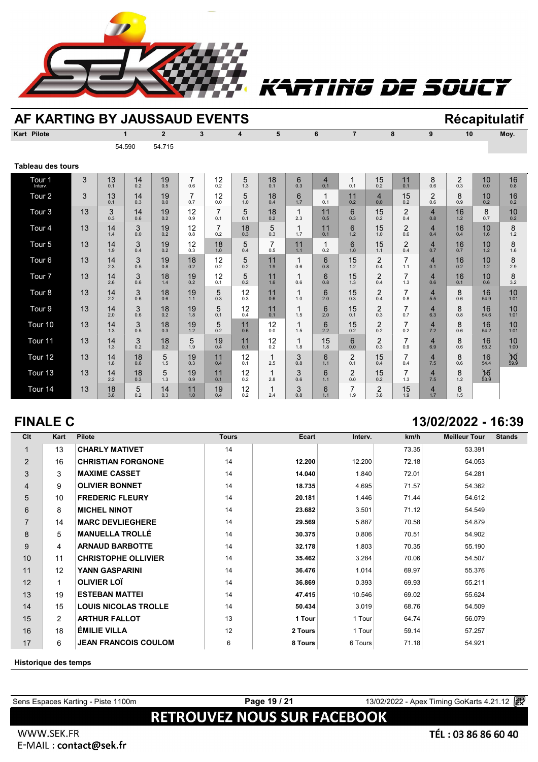# AF KARTING BY JAUSSAUD EVENTS

## Récapitulatif

| Kart | Pilote | 1 | 2 | 3 | 4 | 5 | 6 | 7 | 8 | 9 | 10 | Moy. |
|---|---|---|---|---|---|---|---|---|---|---|---|---|
| | | 54.590 | 54.715 | | | | | | | | | |

### Tableau des tours

| Tour | | | | | | | | | | | | | | | | | |
|---|---|---|---|---|---|---|---|---|---|---|---|---|---|---|---|---|---|
| Tour 1 (Interv.) | 3 | 13 0.1 | 14 0.2 | 19 0.5 | 7 0.6 | 12 0.2 | 5 1.3 | 18 0.1 | 6 0.3 | 4 0.1 | 1 0.1 | 15 0.2 | 11 0.1 | 8 0.6 | 2 0.3 | 10 0.0 | 16 0.8 |
| Tour 2 | 3 | 13 0.1 | 14 0.3 | 19 0.0 | 7 0.7 | 12 0.0 | 5 1.0 | 18 0.4 | 6 1.7 | 1 0.1 | 11 0.2 | 4 0.0 | 15 0.2 | 2 0.6 | 8 0.9 | 10 0.2 | 16 0.2 |
| Tour 3 | 13 | 3 0.3 | 14 0.6 | 19 0.2 | 12 0.9 | 7 0.1 | 5 0.1 | 18 0.2 | 1 2.3 | 11 0.5 | 6 0.3 | 15 0.2 | 2 0.4 | 4 0.8 | 16 1.2 | 8 0.7 | 10 0.2 |
| Tour 4 | 13 | 14 1.4 | 3 0.0 | 19 0.2 | 12 0.8 | 7 0.2 | 18 0.3 | 5 0.3 | 1 1.7 | 11 0.1 | 6 1.2 | 15 1.0 | 2 0.6 | 4 0.4 | 16 0.4 | 10 1.6 | 8 1.2 |
| Tour 5 | 13 | 14 1.9 | 3 0.4 | 19 0.2 | 12 0.3 | 18 1.0 | 5 0.4 | 7 0.5 | 11 1.1 | 1 0.2 | 6 1.0 | 15 1.1 | 2 0.4 | 4 0.7 | 16 0.7 | 10 1.2 | 8 1.6 |
| Tour 6 | 13 | 14 2.3 | 3 0.5 | 19 0.8 | 18 0.2 | 12 0.2 | 5 0.2 | 11 1.9 | 1 0.6 | 6 0.8 | 15 1.2 | 2 0.4 | 7 1.1 | 4 0.1 | 16 0.2 | 10 1.2 | 8 2.9 |
| Tour 7 | 13 | 14 2.6 | 3 0.6 | 18 1.4 | 19 0.2 | 12 0.1 | 5 0.2 | 11 1.6 | 1 0.6 | 6 0.8 | 15 1.3 | 2 0.4 | 7 1.3 | 4 0.6 | 16 0.1 | 10 0.6 | 8 3.2 |
| Tour 8 | 13 | 14 2.2 | 3 0.6 | 18 0.6 | 19 1.1 | 5 0.3 | 12 0.3 | 11 0.6 | 1 1.0 | 6 2.0 | 15 0.3 | 2 0.4 | 7 0.8 | 4 5.5 | 8 0.6 | 16 54.9 | 10 1:01 |
| Tour 9 | 13 | 14 2.0 | 3 0.6 | 18 0.2 | 19 1.8 | 5 0.1 | 12 0.4 | 11 0.1 | 1 1.5 | 6 2.0 | 15 0.1 | 2 0.3 | 7 0.7 | 4 6.3 | 8 0.8 | 16 54.6 | 10 1:01 |
| Tour 10 | 13 | 14 1.3 | 3 0.5 | 18 0.3 | 19 1.2 | 5 0.2 | 11 0.6 | 12 0.0 | 1 1.5 | 6 2.2 | 15 0.2 | 2 0.2 | 7 0.2 | 4 7.2 | 8 0.6 | 16 54.2 | 10 1:01 |
| Tour 11 | 13 | 14 1.3 | 3 0.2 | 18 0.2 | 5 1.9 | 19 0.4 | 11 0.1 | 12 0.2 | 1 1.8 | 15 1.8 | 6 0.0 | 2 0.3 | 7 0.9 | 4 6.9 | 8 0.6 | 16 55.2 | 10 1:00 |
| Tour 12 | 13 | 14 1.8 | 18 0.6 | 5 1.5 | 19 0.3 | 11 0.4 | 12 0.1 | 1 2.5 | 3 0.8 | 6 1.1 | 2 0.1 | 15 0.4 | 7 0.4 | 4 7.5 | 8 0.6 | 16 54.4 | 10 59.9 |
| Tour 13 | 13 | 14 2.2 | 18 0.3 | 5 1.3 | 19 0.9 | 11 0.1 | 12 0.2 | 1 2.8 | 3 0.6 | 6 1.1 | 2 0.0 | 15 0.2 | 7 1.3 | 4 7.5 | 8 1.2 | 16 53.9 | |
| Tour 14 | 13 | 18 3.8 | 5 0.2 | 14 0.3 | 11 1.0 | 19 0.4 | 12 0.2 | 1 2.4 | 3 0.8 | 6 1.1 | 7 1.9 | 2 3.8 | 15 1.9 | 4 1.7 | 8 1.5 | | |

## FINALE C

**13/02/2022 - 16:39**

| Clt | Kart | Pilote | Tours | Ecart | Interv. | km/h | Meilleur Tour | Stands |
|---|---|---|---|---|---|---|---|---|
| 1 | 13 | **CHARLY MATIVET** | 14 | | | 73.35 | 53.391 | |
| 2 | 16 | **CHRISTIAN FORGNONE** | 14 | **12.200** | 12.200 | 72.18 | 54.053 | |
| 3 | 3 | **MAXIME CASSET** | 14 | **14.040** | 1.840 | 72.01 | 54.281 | |
| 4 | 9 | **OLIVIER BONNET** | 14 | **18.735** | 4.695 | 71.57 | 54.362 | |
| 5 | 10 | **FREDERIC FLEURY** | 14 | **20.181** | 1.446 | 71.44 | 54.612 | |
| 6 | 8 | **MICHEL NINOT** | 14 | **23.682** | 3.501 | 71.12 | 54.549 | |
| 7 | 14 | **MARC DEVLIEGHERE** | 14 | **29.569** | 5.887 | 70.58 | 54.879 | |
| 8 | 5 | **MANUELLA TROLLÉ** | 14 | **30.375** | 0.806 | 70.51 | 54.902 | |
| 9 | 4 | **ARNAUD BARBOTTE** | 14 | **32.178** | 1.803 | 70.35 | 55.190 | |
| 10 | 11 | **CHRISTOPHE OLLIVIER** | 14 | **35.462** | 3.284 | 70.06 | 54.507 | |
| 11 | 12 | **YANN GASPARINI** | 14 | **36.476** | 1.014 | 69.97 | 55.376 | |
| 12 | 1 | **OLIVIER LOÏ** | 14 | **36.869** | 0.393 | 69.93 | 55.211 | |
| 13 | 19 | **ESTEBAN MATTEI** | 14 | **47.415** | 10.546 | 69.02 | 55.624 | |
| 14 | 15 | **LOUIS NICOLAS TROLLE** | 14 | **50.434** | 3.019 | 68.76 | 54.509 | |
| 15 | 2 | **ARTHUR FALLOT** | 13 | **1 Tour** | 1 Tour | 64.74 | 56.079 | |
| 16 | 18 | **ÉMILIE VILLA** | 12 | **2 Tours** | 1 Tour | 59.14 | 57.257 | |
| 17 | 6 | **JEAN FRANCOIS COULOM** | 6 | **8 Tours** | 6 Tours | 71.18 | 54.921 | |

**Historique des temps**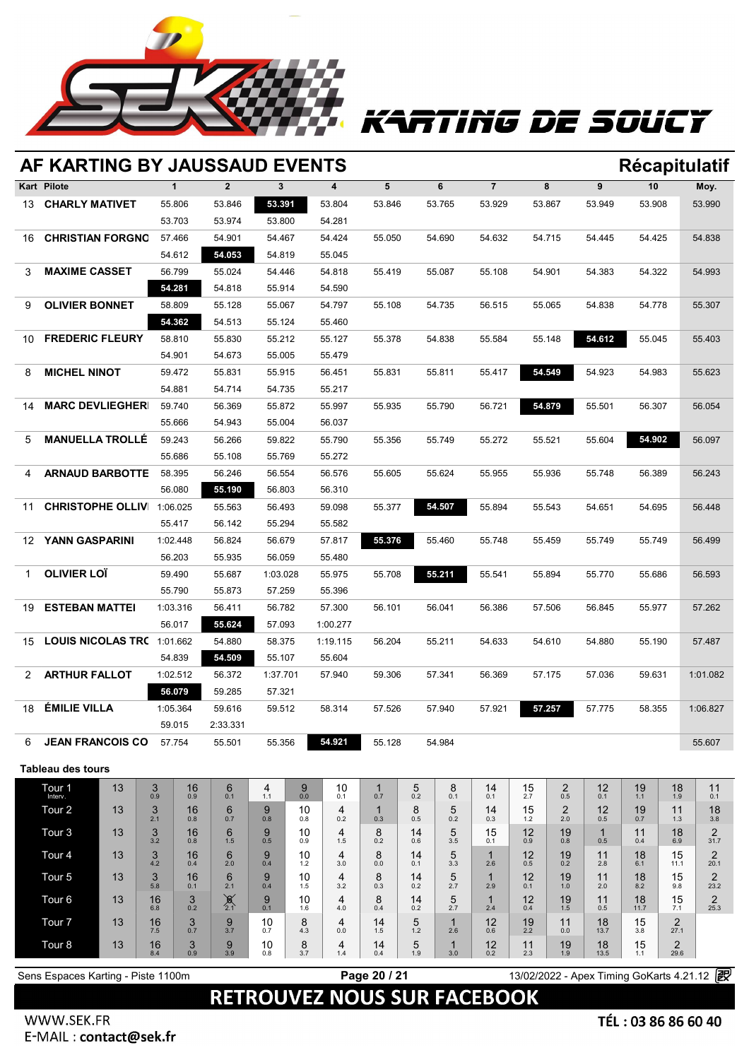KARTING DE SOUCY

## AF KARTING BY JAUSSAUD EVENTS

**Récapitulatif**

| Kart | Pilote | 1 | 2 | 3 | 4 | 5 | 6 | 7 | 8 | 9 | 10 | Moy. |
|---|---|---|---|---|---|---|---|---|---|---|---|---|
| 13 | **CHARLY MATIVET** | 55.806 | 53.846 | **53.391** | 53.804 | 53.846 | 53.765 | 53.929 | 53.867 | 53.949 | 53.908 | 53.990 |
| | | 53.703 | 53.974 | 53.800 | 54.281 | | | | | | | |
| 16 | **CHRISTIAN FORGNO** | 57.466 | 54.901 | 54.467 | 54.424 | 55.050 | 54.690 | 54.632 | 54.715 | 54.445 | 54.425 | 54.838 |
| | | 54.612 | **54.053** | 54.819 | 55.045 | | | | | | | |
| 3 | **MAXIME CASSET** | 56.799 | 55.024 | 54.446 | 54.818 | 55.419 | 55.087 | 55.108 | 54.901 | 54.383 | 54.322 | 54.993 |
| | | **54.281** | 54.818 | 55.914 | 54.590 | | | | | | | |
| 9 | **OLIVIER BONNET** | 58.809 | 55.128 | 55.067 | 54.797 | 55.108 | 54.735 | 56.515 | 55.065 | 54.838 | 54.778 | 55.307 |
| | | **54.362** | 54.513 | 55.124 | 55.460 | | | | | | | |
| 10 | **FREDERIC FLEURY** | 58.810 | 55.830 | 55.212 | 55.127 | 55.378 | 54.838 | 55.584 | 55.148 | **54.612** | 55.045 | 55.403 |
| | | 54.901 | 54.673 | 55.005 | 55.479 | | | | | | | |
| 8 | **MICHEL NINOT** | 59.472 | 55.831 | 55.915 | 56.451 | 55.831 | 55.811 | 55.417 | **54.549** | 54.923 | 54.983 | 55.623 |
| | | 54.881 | 54.714 | 54.735 | 55.217 | | | | | | | |
| 14 | **MARC DEVLIEGHER** | 59.740 | 56.369 | 55.872 | 55.997 | 55.935 | 55.790 | 56.721 | **54.879** | 55.501 | 56.307 | 56.054 |
| | | 55.666 | 54.943 | 55.004 | 56.037 | | | | | | | |
| 5 | **MANUELLA TROLLÉ** | 59.243 | 56.266 | 59.822 | 55.790 | 55.356 | 55.749 | 55.272 | 55.521 | 55.604 | **54.902** | 56.097 |
| | | 55.686 | 55.108 | 55.769 | 55.272 | | | | | | | |
| 4 | **ARNAUD BARBOTTE** | 58.395 | 56.246 | 56.554 | 56.576 | 55.605 | 55.624 | 55.955 | 55.936 | 55.748 | 56.389 | 56.243 |
| | | 56.080 | **55.190** | 56.803 | 56.310 | | | | | | | |
| 11 | **CHRISTOPHE OLLIV** | 1:06.025 | 55.563 | 56.493 | 59.098 | 55.377 | **54.507** | 55.894 | 55.543 | 54.651 | 54.695 | 56.448 |
| | | 55.417 | 56.142 | 55.294 | 55.582 | | | | | | | |
| 12 | **YANN GASPARINI** | 1:02.448 | 56.824 | 56.679 | 57.817 | **55.376** | 55.460 | 55.748 | 55.459 | 55.749 | 55.749 | 56.499 |
| | | 56.203 | 55.935 | 56.059 | 55.480 | | | | | | | |
| 1 | **OLIVIER LOÏ** | 59.490 | 55.687 | 1:03.028 | 55.975 | 55.708 | **55.211** | 55.541 | 55.894 | 55.770 | 55.686 | 56.593 |
| | | 55.790 | 55.873 | 57.259 | 55.396 | | | | | | | |
| 19 | **ESTEBAN MATTEI** | 1:03.316 | 56.411 | 56.782 | 57.300 | 56.101 | 56.041 | 56.386 | 57.506 | 56.845 | 55.977 | 57.262 |
| | | 56.017 | **55.624** | 57.093 | 1:00.277 | | | | | | | |
| 15 | **LOUIS NICOLAS TRO** | 1:01.662 | 54.880 | 58.375 | 1:19.115 | 56.204 | 55.211 | 54.633 | 54.610 | 54.880 | 55.190 | 57.487 |
| | | 54.839 | **54.509** | 55.107 | 55.604 | | | | | | | |
| 2 | **ARTHUR FALLOT** | 1:02.512 | 56.372 | 1:37.701 | 57.940 | 59.306 | 57.341 | 56.369 | 57.175 | 57.036 | 59.631 | 1:01.082 |
| | | **56.079** | 59.285 | 57.321 | | | | | | | | |
| 18 | **ÉMILIE VILLA** | 1:05.364 | 59.616 | 59.512 | 58.314 | 57.526 | 57.940 | 57.921 | **57.257** | 57.775 | 58.355 | 1:06.827 |
| | | 59.015 | 2:33.331 | | | | | | | | | |
| 6 | **JEAN FRANCOIS CO** | 57.754 | 55.501 | 55.356 | **54.921** | 55.128 | 54.984 | | | | | 55.607 |

### Tableau des tours

| Tour | | | | | | | | | | | | | | | | | | |
|---|---|---|---|---|---|---|---|---|---|---|---|---|---|---|---|---|---|---|
| Tour 1 Interv. | 13 | 3 (0.9) | 16 (0.9) | 6 (0.1) | 4 (1.1) | 9 (0.0) | 10 (0.1) | 1 (0.7) | 5 (0.2) | 8 (0.1) | 14 (0.1) | 15 (2.7) | 2 (0.5) | 12 (0.1) | 19 (1.1) | 18 (1.9) | 11 (0.1) |
| Tour 2 | 13 | 3 (2.1) | 16 (0.8) | 6 (0.7) | 9 (0.8) | 10 (0.8) | 4 (0.2) | 1 (0.3) | 8 (0.5) | 5 (0.2) | 14 (0.3) | 15 (1.2) | 2 (2.0) | 12 (0.5) | 19 (0.7) | 11 (1.3) | 18 (3.8) |
| Tour 3 | 13 | 3 (3.2) | 16 (0.8) | 6 (1.5) | 9 (0.5) | 10 (0.9) | 4 (1.5) | 8 (0.2) | 14 (0.6) | 5 (3.5) | 15 (0.1) | 12 (0.9) | 19 (0.8) | 1 (0.5) | 11 (0.4) | 18 (6.9) | 2 (31.7) |
| Tour 4 | 13 | 3 (4.2) | 16 (0.4) | 6 (2.0) | 9 (0.4) | 10 (1.2) | 4 (3.0) | 8 (0.0) | 14 (0.1) | 5 (3.3) | 1 (2.6) | 12 (0.5) | 19 (0.2) | 11 (2.8) | 18 (6.1) | 15 (11.1) | 2 (20.1) |
| Tour 5 | 13 | 3 (5.8) | 16 (0.1) | 6 (2.1) | 9 (0.4) | 10 (1.5) | 4 (3.2) | 8 (0.3) | 14 (0.2) | 5 (2.7) | 1 (2.9) | 12 (0.1) | 19 (1.0) | 11 (2.0) | 18 (8.2) | 15 (9.8) | 2 (23.2) |
| Tour 6 | 13 | 16 (6.8) | 3 (0.2) | 6 (2.1) | 9 (0.1) | 10 (1.6) | 4 (4.0) | 8 (0.4) | 14 (0.2) | 5 (2.7) | 1 (2.4) | 12 (0.4) | 19 (1.5) | 11 (0.5) | 18 (11.7) | 15 (7.1) | 2 (25.3) |
| Tour 7 | 13 | 16 (7.5) | 3 (0.7) | 9 (3.7) | 10 (0.7) | 8 (4.3) | 4 (0.0) | 14 (1.5) | 5 (1.2) | 1 (2.6) | 12 (0.6) | 19 (2.2) | 11 (0.0) | 18 (13.7) | 15 (3.8) | 2 (27.1) | |
| Tour 8 | 13 | 16 (8.4) | 3 (0.9) | 9 (3.9) | 10 (0.8) | 8 (3.7) | 4 (1.4) | 14 (0.4) | 5 (1.9) | 1 (3.0) | 12 (0.2) | 11 (2.3) | 19 (1.9) | 18 (13.5) | 15 (1.1) | 2 (29.6) | |

Sens Espaces Karting - Piste 1100m — 13/02/2022 - Apex Timing GoKarts 4.21.12

**RETROUVEZ NOUS SUR FACEBOOK**

WWW.SEK.FR
E-MAIL : **contact@sek.fr**

**TÉL : 03 86 86 60 40**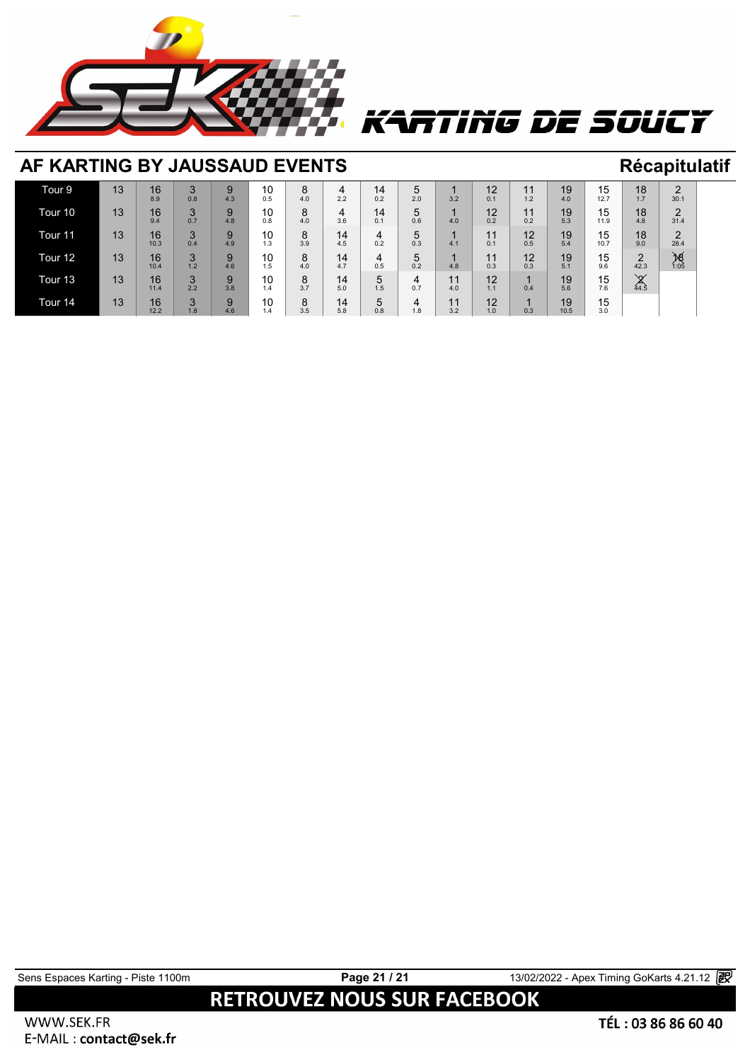# AF KARTING BY JAUSSAUD EVENTS

**Récapitulatif**

| | | | | | | | | | | | | | | | | |
|---|---|---|---|---|---|---|---|---|---|---|---|---|---|---|---|---|
| Tour 9 | 13 | 16 8.9 | 3 0.8 | 9 4.3 | 10 0.5 | 8 4.0 | 4 2.2 | 14 0.2 | 5 2.0 | 1 3.2 | 12 0.1 | 11 1.2 | 19 4.0 | 15 12.7 | 18 1.7 | 2 30.1 |
| Tour 10 | 13 | 16 9.4 | 3 0.7 | 9 4.8 | 10 0.8 | 8 4.0 | 4 3.6 | 14 0.1 | 5 0.6 | 1 4.0 | 12 0.2 | 11 0.2 | 19 5.3 | 15 11.9 | 18 4.8 | 2 31.4 |
| Tour 11 | 13 | 16 10.3 | 3 0.4 | 9 4.9 | 10 1.3 | 8 3.9 | 14 4.5 | 4 0.2 | 5 0.3 | 1 4.1 | 11 0.1 | 12 0.5 | 19 5.4 | 15 10.7 | 18 9.0 | 2 28.4 |
| Tour 12 | 13 | 16 10.4 | 3 1.2 | 9 4.6 | 10 1.5 | 8 4.0 | 14 4.7 | 4 0.5 | 5 0.2 | 1 4.8 | 11 0.3 | 12 0.3 | 19 5.1 | 15 9.6 | 2 42.3 | 18 1:05 |
| Tour 13 | 13 | 16 11.4 | 3 2.2 | 9 3.8 | 10 1.4 | 8 3.7 | 14 5.0 | 5 1.5 | 4 0.7 | 11 4.0 | 12 1.1 | 1 0.4 | 19 5.6 | 15 7.6 | 2 44.5 | |
| Tour 14 | 13 | 16 12.2 | 3 1.8 | 9 4.6 | 10 1.4 | 8 3.5 | 14 5.8 | 5 0.8 | 4 1.8 | 11 3.2 | 12 1.0 | 1 0.3 | 19 10.5 | 15 3.0 | | |

Sens Espaces Karting - Piste 1100m — 13/02/2022 - Apex Timing GoKarts 4.21.12

RETROUVEZ NOUS SUR FACEBOOK

WWW.SEK.FR
E-MAIL : **contact@sek.fr**

**TÉL : 03 86 86 60 40**